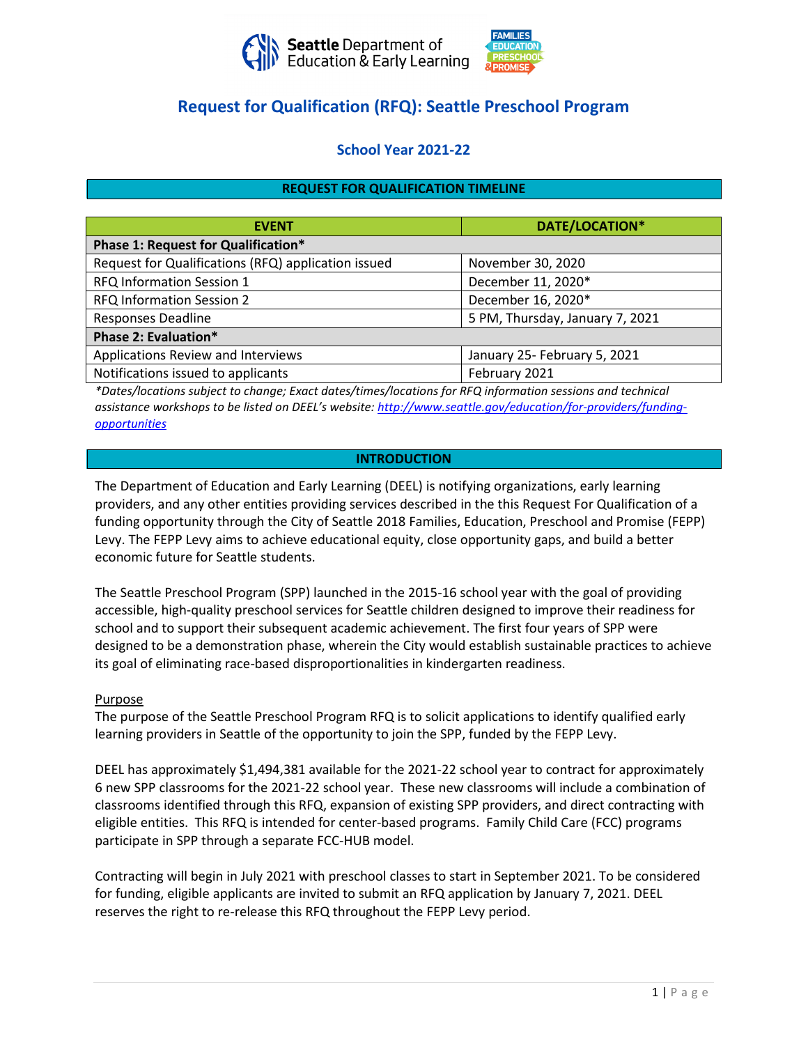Seattle Department of Education & Early Learning

# Request for Qualification (RFQ): Seattle Preschool Program

## School Year 2021-22

### REQUEST FOR QUALIFICATION TIMELINE

| EVENT | DATE/LOCATION* |
|---|---|
| **Phase 1: Request for Qualification*** | |
| Request for Qualifications (RFQ) application issued | November 30, 2020 |
| RFQ Information Session 1 | December 11, 2020* |
| RFQ Information Session 2 | December 16, 2020* |
| Responses Deadline | 5 PM, Thursday, January 7, 2021 |
| **Phase 2: Evaluation*** | |
| Applications Review and Interviews | January 25- February 5, 2021 |
| Notifications issued to applicants | February 2021 |

*\*Dates/locations subject to change; Exact dates/times/locations for RFQ information sessions and technical assistance workshops to be listed on DEEL's website: [http://www.seattle.gov/education/for-providers/funding-opportunities](http://www.seattle.gov/education/for-providers/funding-opportunities)*

### INTRODUCTION

The Department of Education and Early Learning (DEEL) is notifying organizations, early learning providers, and any other entities providing services described in the this Request For Qualification of a funding opportunity through the City of Seattle 2018 Families, Education, Preschool and Promise (FEPP) Levy. The FEPP Levy aims to achieve educational equity, close opportunity gaps, and build a better economic future for Seattle students.

The Seattle Preschool Program (SPP) launched in the 2015-16 school year with the goal of providing accessible, high-quality preschool services for Seattle children designed to improve their readiness for school and to support their subsequent academic achievement. The first four years of SPP were designed to be a demonstration phase, wherein the City would establish sustainable practices to achieve its goal of eliminating race-based disproportionalities in kindergarten readiness.

<u>Purpose</u>

The purpose of the Seattle Preschool Program RFQ is to solicit applications to identify qualified early learning providers in Seattle of the opportunity to join the SPP, funded by the FEPP Levy.

DEEL has approximately $1,494,381 available for the 2021-22 school year to contract for approximately 6 new SPP classrooms for the 2021-22 school year. These new classrooms will include a combination of classrooms identified through this RFQ, expansion of existing SPP providers, and direct contracting with eligible entities. This RFQ is intended for center-based programs. Family Child Care (FCC) programs participate in SPP through a separate FCC-HUB model.

Contracting will begin in July 2021 with preschool classes to start in September 2021. To be considered for funding, eligible applicants are invited to submit an RFQ application by January 7, 2021. DEEL reserves the right to re-release this RFQ throughout the FEPP Levy period.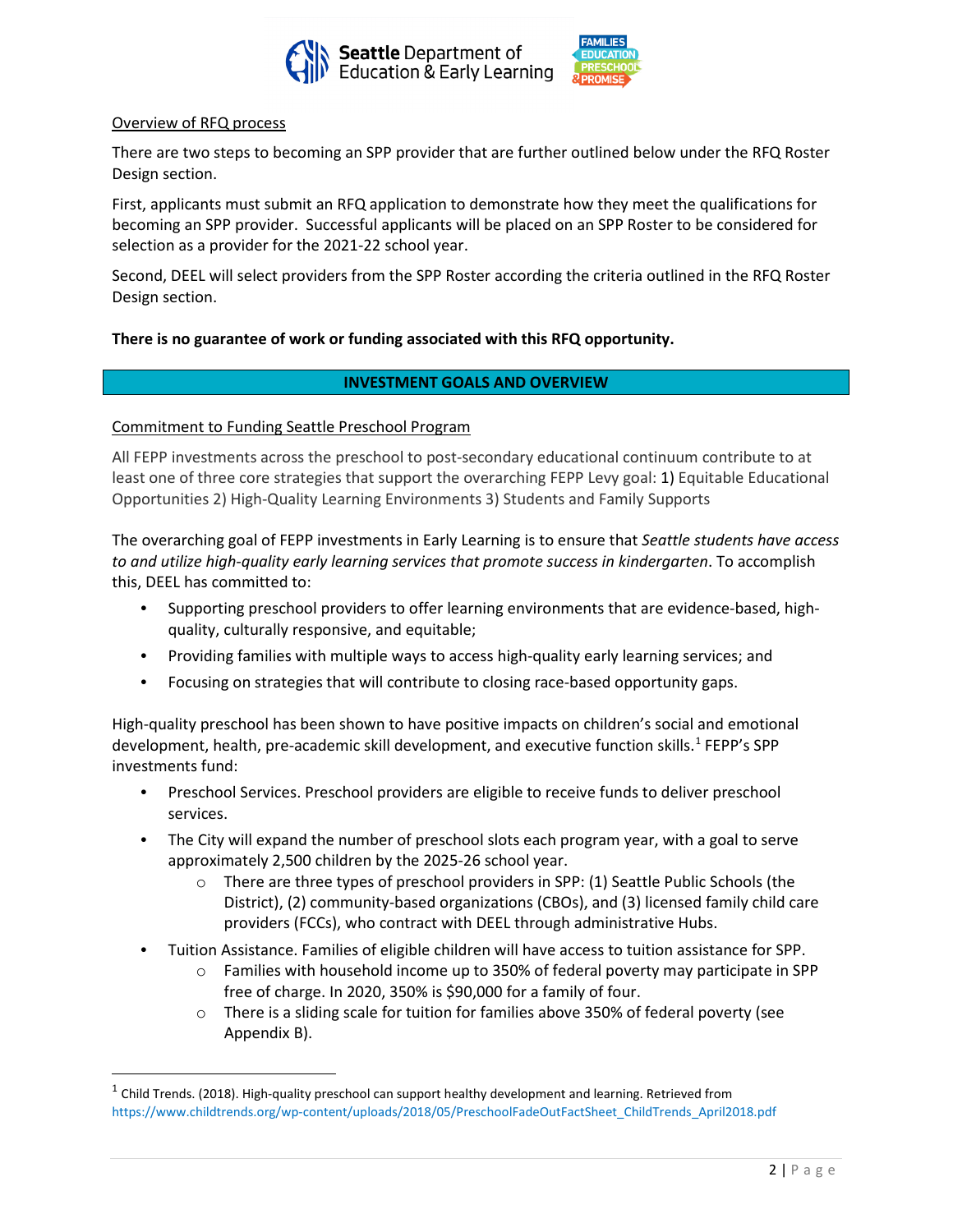Overview of RFQ process

There are two steps to becoming an SPP provider that are further outlined below under the RFQ Roster Design section.

First, applicants must submit an RFQ application to demonstrate how they meet the qualifications for becoming an SPP provider. Successful applicants will be placed on an SPP Roster to be considered for selection as a provider for the 2021-22 school year.

Second, DEEL will select providers from the SPP Roster according the criteria outlined in the RFQ Roster Design section.

**There is no guarantee of work or funding associated with this RFQ opportunity.**

## INVESTMENT GOALS AND OVERVIEW

Commitment to Funding Seattle Preschool Program

All FEPP investments across the preschool to post-secondary educational continuum contribute to at least one of three core strategies that support the overarching FEPP Levy goal: 1) Equitable Educational Opportunities 2) High-Quality Learning Environments 3) Students and Family Supports

The overarching goal of FEPP investments in Early Learning is to ensure that *Seattle students have access to and utilize high-quality early learning services that promote success in kindergarten*. To accomplish this, DEEL has committed to:

- Supporting preschool providers to offer learning environments that are evidence-based, high-quality, culturally responsive, and equitable;
- Providing families with multiple ways to access high-quality early learning services; and
- Focusing on strategies that will contribute to closing race-based opportunity gaps.

High-quality preschool has been shown to have positive impacts on children's social and emotional development, health, pre-academic skill development, and executive function skills.[1] FEPP's SPP investments fund:

- Preschool Services. Preschool providers are eligible to receive funds to deliver preschool services.
- The City will expand the number of preschool slots each program year, with a goal to serve approximately 2,500 children by the 2025-26 school year.
  - There are three types of preschool providers in SPP: (1) Seattle Public Schools (the District), (2) community-based organizations (CBOs), and (3) licensed family child care providers (FCCs), who contract with DEEL through administrative Hubs.
- Tuition Assistance. Families of eligible children will have access to tuition assistance for SPP.
  - Families with household income up to 350% of federal poverty may participate in SPP free of charge. In 2020, 350% is $90,000 for a family of four.
  - There is a sliding scale for tuition for families above 350% of federal poverty (see Appendix B).

[1] Child Trends. (2018). High-quality preschool can support healthy development and learning. Retrieved from https://www.childtrends.org/wp-content/uploads/2018/05/PreschoolFadeOutFactSheet_ChildTrends_April2018.pdf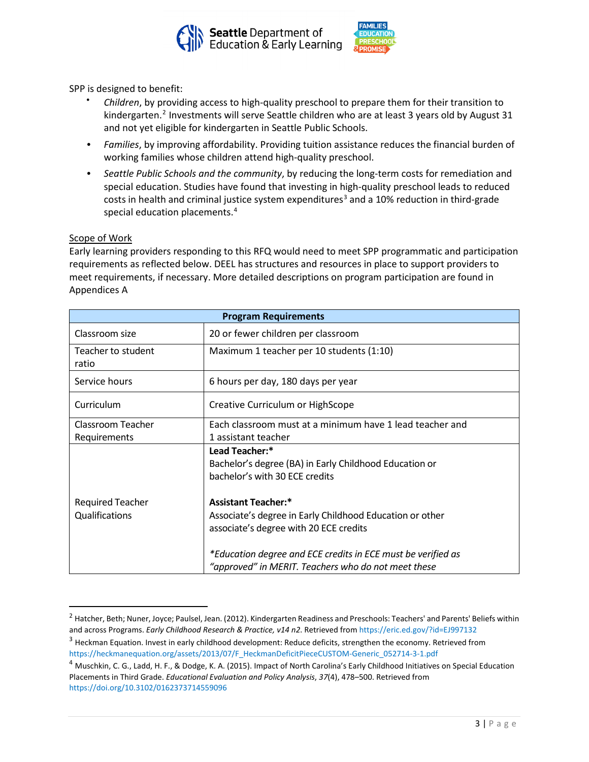SPP is designed to benefit:

- *Children*, by providing access to high-quality preschool to prepare them for their transition to kindergarten.[2] Investments will serve Seattle children who are at least 3 years old by August 31 and not yet eligible for kindergarten in Seattle Public Schools.
- *Families*, by improving affordability. Providing tuition assistance reduces the financial burden of working families whose children attend high-quality preschool.
- *Seattle Public Schools and the community*, by reducing the long-term costs for remediation and special education. Studies have found that investing in high-quality preschool leads to reduced costs in health and criminal justice system expenditures[3] and a 10% reduction in third-grade special education placements.[4]

Scope of Work

Early learning providers responding to this RFQ would need to meet SPP programmatic and participation requirements as reflected below. DEEL has structures and resources in place to support providers to meet requirements, if necessary. More detailed descriptions on program participation are found in Appendices A

| **Program Requirements** | |
|---|---|
| Classroom size | 20 or fewer children per classroom |
| Teacher to student ratio | Maximum 1 teacher per 10 students (1:10) |
| Service hours | 6 hours per day, 180 days per year |
| Curriculum | Creative Curriculum or HighScope |
| Classroom Teacher Requirements | Each classroom must at a minimum have 1 lead teacher and 1 assistant teacher |
| Required Teacher Qualifications | **Lead Teacher:*** Bachelor's degree (BA) in Early Childhood Education or bachelor's with 30 ECE credits<br><br>**Assistant Teacher:*** Associate's degree in Early Childhood Education or other associate's degree with 20 ECE credits<br><br>*\*Education degree and ECE credits in ECE must be verified as "approved" in MERIT. Teachers who do not meet these* |

---

[2] Hatcher, Beth; Nuner, Joyce; Paulsel, Jean. (2012). Kindergarten Readiness and Preschools: Teachers' and Parents' Beliefs within and across Programs. *Early Childhood Research & Practice, v14 n2.* Retrieved from https://eric.ed.gov/?id=EJ997132

[3] Heckman Equation. Invest in early childhood development: Reduce deficits, strengthen the economy. Retrieved from https://heckmanequation.org/assets/2013/07/F_HeckmanDeficitPieceCUSTOM-Generic_052714-3-1.pdf

[4] Muschkin, C. G., Ladd, H. F., & Dodge, K. A. (2015). Impact of North Carolina's Early Childhood Initiatives on Special Education Placements in Third Grade. *Educational Evaluation and Policy Analysis*, *37*(4), 478–500. Retrieved from https://doi.org/10.3102/0162373714559096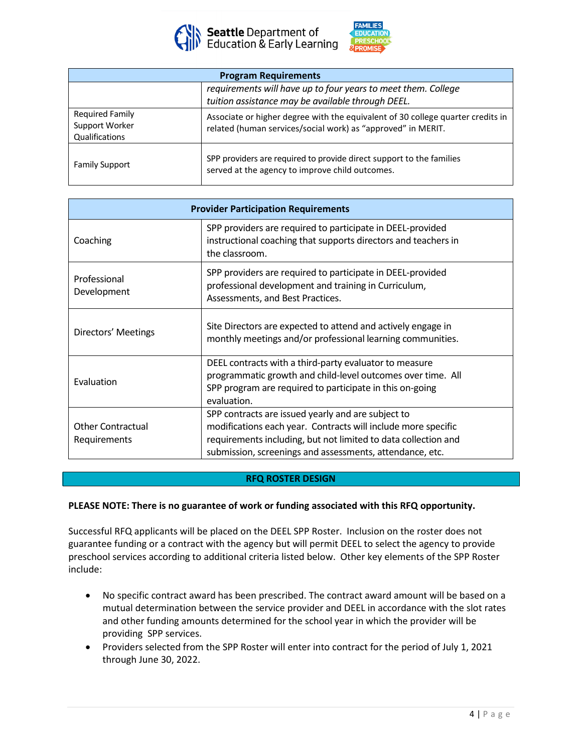| Program Requirements | |
|---|---|
| | *requirements will have up to four years to meet them. College tuition assistance may be available through DEEL.* |
| Required Family Support Worker Qualifications | Associate or higher degree with the equivalent of 30 college quarter credits in related (human services/social work) as "approved" in MERIT. |
| Family Support | SPP providers are required to provide direct support to the families served at the agency to improve child outcomes. |

| Provider Participation Requirements | |
|---|---|
| Coaching | SPP providers are required to participate in DEEL-provided instructional coaching that supports directors and teachers in the classroom. |
| Professional Development | SPP providers are required to participate in DEEL-provided professional development and training in Curriculum, Assessments, and Best Practices. |
| Directors' Meetings | Site Directors are expected to attend and actively engage in monthly meetings and/or professional learning communities. |
| Evaluation | DEEL contracts with a third-party evaluator to measure programmatic growth and child-level outcomes over time. All SPP program are required to participate in this on-going evaluation. |
| Other Contractual Requirements | SPP contracts are issued yearly and are subject to modifications each year. Contracts will include more specific requirements including, but not limited to data collection and submission, screenings and assessments, attendance, etc. |

## RFQ ROSTER DESIGN

**PLEASE NOTE: There is no guarantee of work or funding associated with this RFQ opportunity.**

Successful RFQ applicants will be placed on the DEEL SPP Roster. Inclusion on the roster does not guarantee funding or a contract with the agency but will permit DEEL to select the agency to provide preschool services according to additional criteria listed below. Other key elements of the SPP Roster include:

- No specific contract award has been prescribed. The contract award amount will be based on a mutual determination between the service provider and DEEL in accordance with the slot rates and other funding amounts determined for the school year in which the provider will be providing SPP services.
- Providers selected from the SPP Roster will enter into contract for the period of July 1, 2021 through June 30, 2022.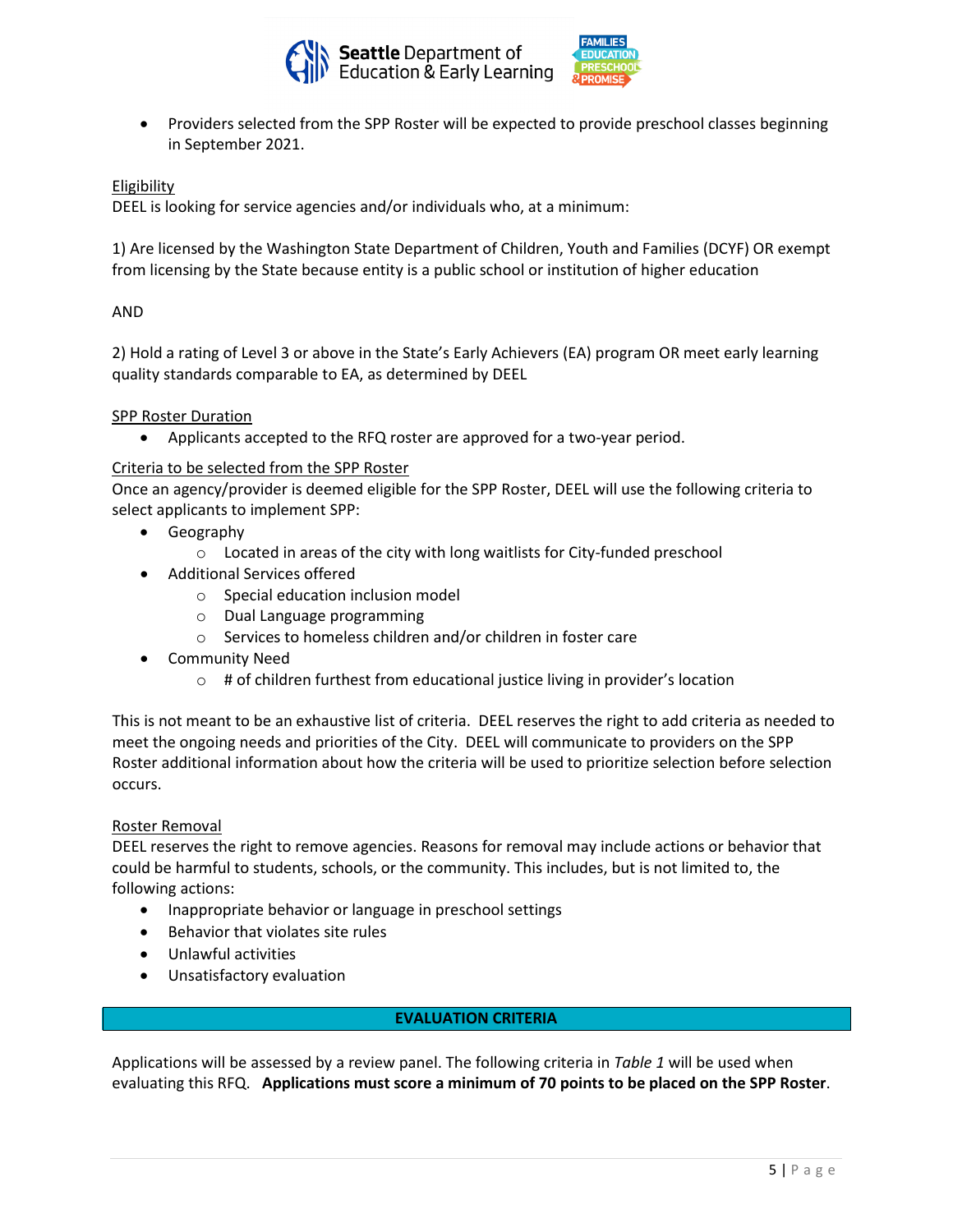- Providers selected from the SPP Roster will be expected to provide preschool classes beginning in September 2021.

Eligibility

DEEL is looking for service agencies and/or individuals who, at a minimum:

1) Are licensed by the Washington State Department of Children, Youth and Families (DCYF) OR exempt from licensing by the State because entity is a public school or institution of higher education

AND

2) Hold a rating of Level 3 or above in the State's Early Achievers (EA) program OR meet early learning quality standards comparable to EA, as determined by DEEL

SPP Roster Duration

- Applicants accepted to the RFQ roster are approved for a two-year period.

Criteria to be selected from the SPP Roster

Once an agency/provider is deemed eligible for the SPP Roster, DEEL will use the following criteria to select applicants to implement SPP:

- Geography
  - Located in areas of the city with long waitlists for City-funded preschool
- Additional Services offered
  - Special education inclusion model
  - Dual Language programming
  - Services to homeless children and/or children in foster care
- Community Need
  - # of children furthest from educational justice living in provider's location

This is not meant to be an exhaustive list of criteria. DEEL reserves the right to add criteria as needed to meet the ongoing needs and priorities of the City. DEEL will communicate to providers on the SPP Roster additional information about how the criteria will be used to prioritize selection before selection occurs.

Roster Removal

DEEL reserves the right to remove agencies. Reasons for removal may include actions or behavior that could be harmful to students, schools, or the community. This includes, but is not limited to, the following actions:

- Inappropriate behavior or language in preschool settings
- Behavior that violates site rules
- Unlawful activities
- Unsatisfactory evaluation

## EVALUATION CRITERIA

Applications will be assessed by a review panel. The following criteria in *Table 1* will be used when evaluating this RFQ. **Applications must score a minimum of 70 points to be placed on the SPP Roster**.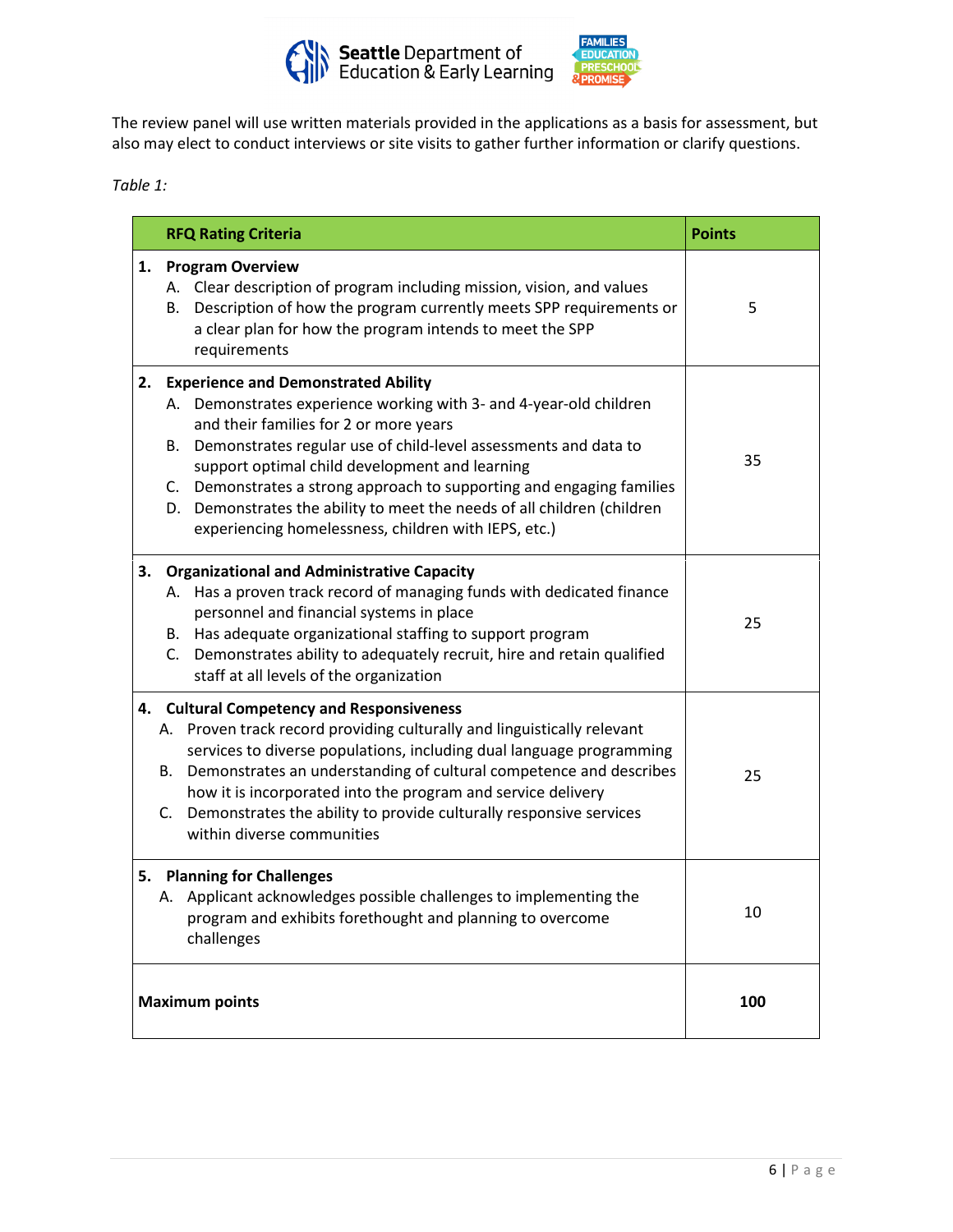The review panel will use written materials provided in the applications as a basis for assessment, but also may elect to conduct interviews or site visits to gather further information or clarify questions.

*Table 1:*

| RFQ Rating Criteria | Points |
|---|---|
| **1. Program Overview**<br>A. Clear description of program including mission, vision, and values<br>B. Description of how the program currently meets SPP requirements or a clear plan for how the program intends to meet the SPP requirements | 5 |
| **2. Experience and Demonstrated Ability**<br>A. Demonstrates experience working with 3- and 4-year-old children and their families for 2 or more years<br>B. Demonstrates regular use of child-level assessments and data to support optimal child development and learning<br>C. Demonstrates a strong approach to supporting and engaging families<br>D. Demonstrates the ability to meet the needs of all children (children experiencing homelessness, children with IEPS, etc.) | 35 |
| **3. Organizational and Administrative Capacity**<br>A. Has a proven track record of managing funds with dedicated finance personnel and financial systems in place<br>B. Has adequate organizational staffing to support program<br>C. Demonstrates ability to adequately recruit, hire and retain qualified staff at all levels of the organization | 25 |
| **4. Cultural Competency and Responsiveness**<br>A. Proven track record providing culturally and linguistically relevant services to diverse populations, including dual language programming<br>B. Demonstrates an understanding of cultural competence and describes how it is incorporated into the program and service delivery<br>C. Demonstrates the ability to provide culturally responsive services within diverse communities | 25 |
| **5. Planning for Challenges**<br>A. Applicant acknowledges possible challenges to implementing the program and exhibits forethought and planning to overcome challenges | 10 |
| **Maximum points** | **100** |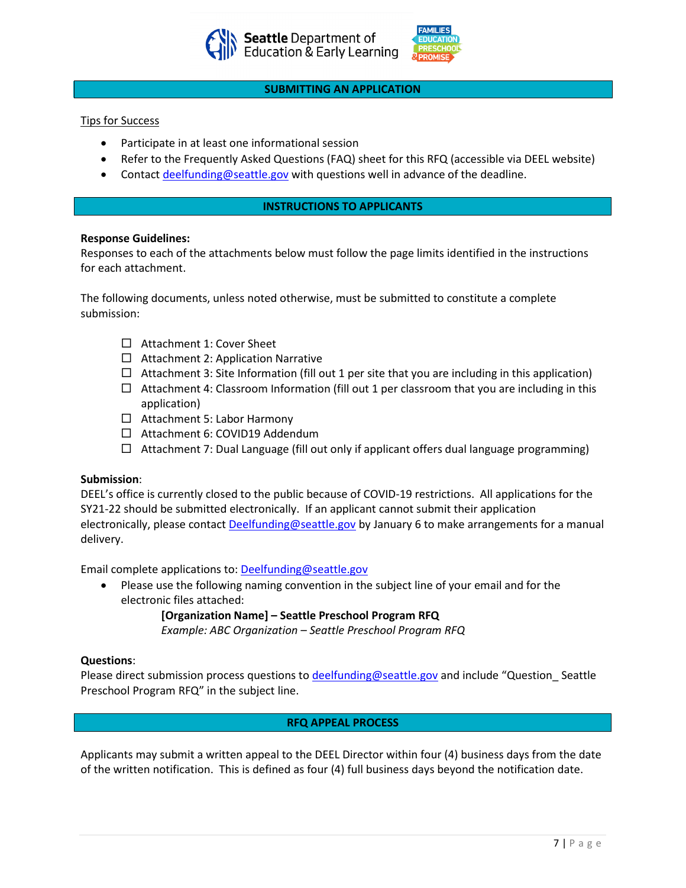## SUBMITTING AN APPLICATION

Tips for Success

- Participate in at least one informational session
- Refer to the Frequently Asked Questions (FAQ) sheet for this RFQ (accessible via DEEL website)
- Contact deelfunding@seattle.gov with questions well in advance of the deadline.

## INSTRUCTIONS TO APPLICANTS

**Response Guidelines:**
Responses to each of the attachments below must follow the page limits identified in the instructions for each attachment.

The following documents, unless noted otherwise, must be submitted to constitute a complete submission:

- ☐ Attachment 1: Cover Sheet
- ☐ Attachment 2: Application Narrative
- ☐ Attachment 3: Site Information (fill out 1 per site that you are including in this application)
- ☐ Attachment 4: Classroom Information (fill out 1 per classroom that you are including in this application)
- ☐ Attachment 5: Labor Harmony
- ☐ Attachment 6: COVID19 Addendum
- ☐ Attachment 7: Dual Language (fill out only if applicant offers dual language programming)

**Submission**:
DEEL's office is currently closed to the public because of COVID-19 restrictions. All applications for the SY21-22 should be submitted electronically. If an applicant cannot submit their application electronically, please contact Deelfunding@seattle.gov by January 6 to make arrangements for a manual delivery.

Email complete applications to: Deelfunding@seattle.gov

- Please use the following naming convention in the subject line of your email and for the electronic files attached:

  **[Organization Name] – Seattle Preschool Program RFQ**
  *Example: ABC Organization – Seattle Preschool Program RFQ*

**Questions**:
Please direct submission process questions to deelfunding@seattle.gov and include "Question_ Seattle Preschool Program RFQ" in the subject line.

## RFQ APPEAL PROCESS

Applicants may submit a written appeal to the DEEL Director within four (4) business days from the date of the written notification. This is defined as four (4) full business days beyond the notification date.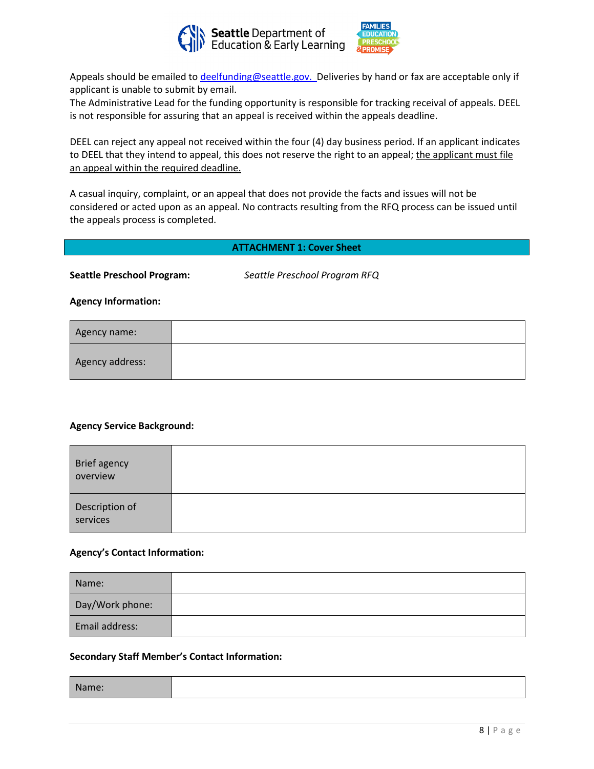Appeals should be emailed to deelfunding@seattle.gov. Deliveries by hand or fax are acceptable only if applicant is unable to submit by email.
The Administrative Lead for the funding opportunity is responsible for tracking receival of appeals. DEEL is not responsible for assuring that an appeal is received within the appeals deadline.

DEEL can reject any appeal not received within the four (4) day business period. If an applicant indicates to DEEL that they intend to appeal, this does not reserve the right to an appeal; the applicant must file an appeal within the required deadline.

A casual inquiry, complaint, or an appeal that does not provide the facts and issues will not be considered or acted upon as an appeal. No contracts resulting from the RFQ process can be issued until the appeals process is completed.

## ATTACHMENT 1: Cover Sheet

**Seattle Preschool Program:** *Seattle Preschool Program RFQ*

**Agency Information:**

| | |
|---|---|
| Agency name: | |
| Agency address: | |

**Agency Service Background:**

| | |
|---|---|
| Brief agency overview | |
| Description of services | |

**Agency's Contact Information:**

| | |
|---|---|
| Name: | |
| Day/Work phone: | |
| Email address: | |

**Secondary Staff Member's Contact Information:**

| | |
|---|---|
| Name: | |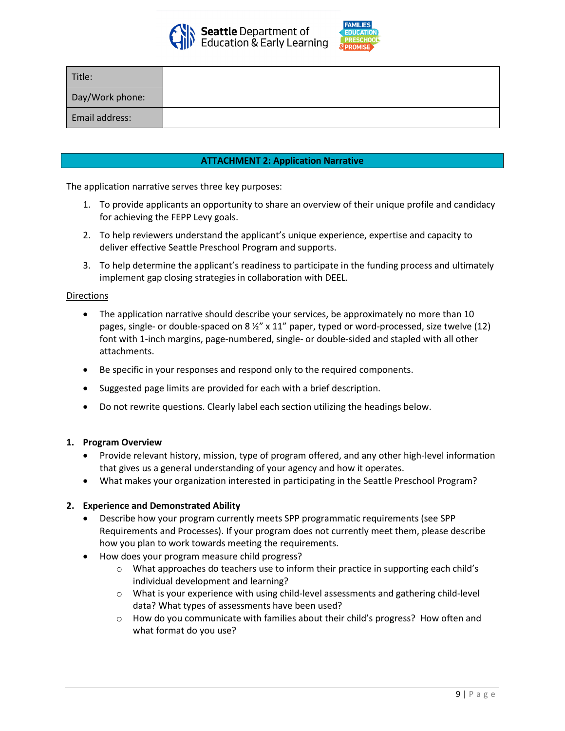| Title: | |
|---|---|
| Day/Work phone: | |
| Email address: | |

## ATTACHMENT 2: Application Narrative

The application narrative serves three key purposes:

1. To provide applicants an opportunity to share an overview of their unique profile and candidacy for achieving the FEPP Levy goals.
2. To help reviewers understand the applicant's unique experience, expertise and capacity to deliver effective Seattle Preschool Program and supports.
3. To help determine the applicant's readiness to participate in the funding process and ultimately implement gap closing strategies in collaboration with DEEL.

Directions

- The application narrative should describe your services, be approximately no more than 10 pages, single- or double-spaced on 8 ½" x 11" paper, typed or word-processed, size twelve (12) font with 1-inch margins, page-numbered, single- or double-sided and stapled with all other attachments.
- Be specific in your responses and respond only to the required components.
- Suggested page limits are provided for each with a brief description.
- Do not rewrite questions. Clearly label each section utilizing the headings below.

### 1. Program Overview

- Provide relevant history, mission, type of program offered, and any other high-level information that gives us a general understanding of your agency and how it operates.
- What makes your organization interested in participating in the Seattle Preschool Program?

### 2. Experience and Demonstrated Ability

- Describe how your program currently meets SPP programmatic requirements (see SPP Requirements and Processes). If your program does not currently meet them, please describe how you plan to work towards meeting the requirements.
- How does your program measure child progress?
  - What approaches do teachers use to inform their practice in supporting each child's individual development and learning?
  - What is your experience with using child-level assessments and gathering child-level data? What types of assessments have been used?
  - How do you communicate with families about their child's progress? How often and what format do you use?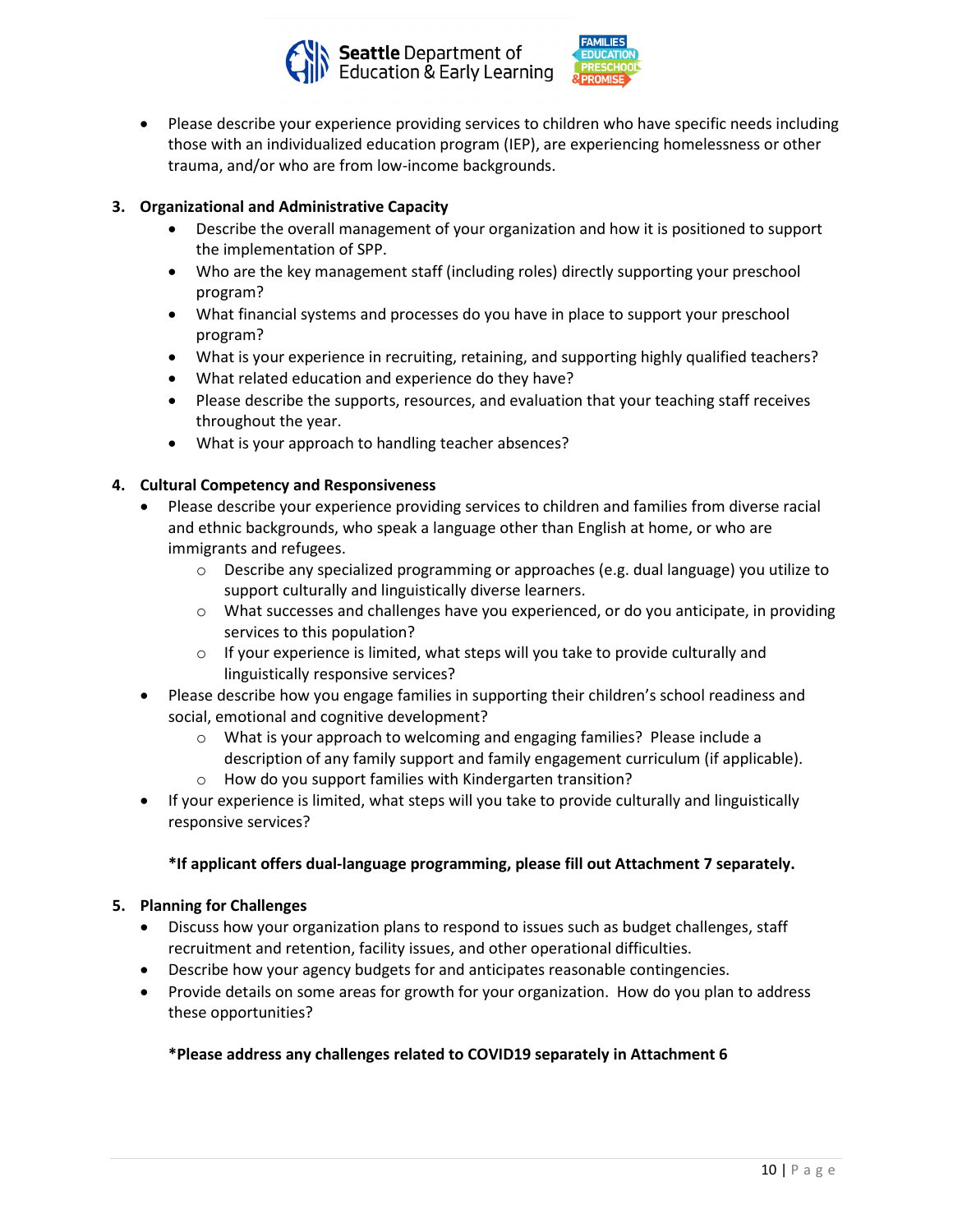- Please describe your experience providing services to children who have specific needs including those with an individualized education program (IEP), are experiencing homelessness or other trauma, and/or who are from low-income backgrounds.

3. **Organizational and Administrative Capacity**
   - Describe the overall management of your organization and how it is positioned to support the implementation of SPP.
   - Who are the key management staff (including roles) directly supporting your preschool program?
   - What financial systems and processes do you have in place to support your preschool program?
   - What is your experience in recruiting, retaining, and supporting highly qualified teachers?
   - What related education and experience do they have?
   - Please describe the supports, resources, and evaluation that your teaching staff receives throughout the year.
   - What is your approach to handling teacher absences?

4. **Cultural Competency and Responsiveness**
   - Please describe your experience providing services to children and families from diverse racial and ethnic backgrounds, who speak a language other than English at home, or who are immigrants and refugees.
     - Describe any specialized programming or approaches (e.g. dual language) you utilize to support culturally and linguistically diverse learners.
     - What successes and challenges have you experienced, or do you anticipate, in providing services to this population?
     - If your experience is limited, what steps will you take to provide culturally and linguistically responsive services?
   - Please describe how you engage families in supporting their children's school readiness and social, emotional and cognitive development?
     - What is your approach to welcoming and engaging families? Please include a description of any family support and family engagement curriculum (if applicable).
     - How do you support families with Kindergarten transition?
   - If your experience is limited, what steps will you take to provide culturally and linguistically responsive services?

   **\*If applicant offers dual-language programming, please fill out Attachment 7 separately.**

5. **Planning for Challenges**
   - Discuss how your organization plans to respond to issues such as budget challenges, staff recruitment and retention, facility issues, and other operational difficulties.
   - Describe how your agency budgets for and anticipates reasonable contingencies.
   - Provide details on some areas for growth for your organization. How do you plan to address these opportunities?

   **\*Please address any challenges related to COVID19 separately in Attachment 6**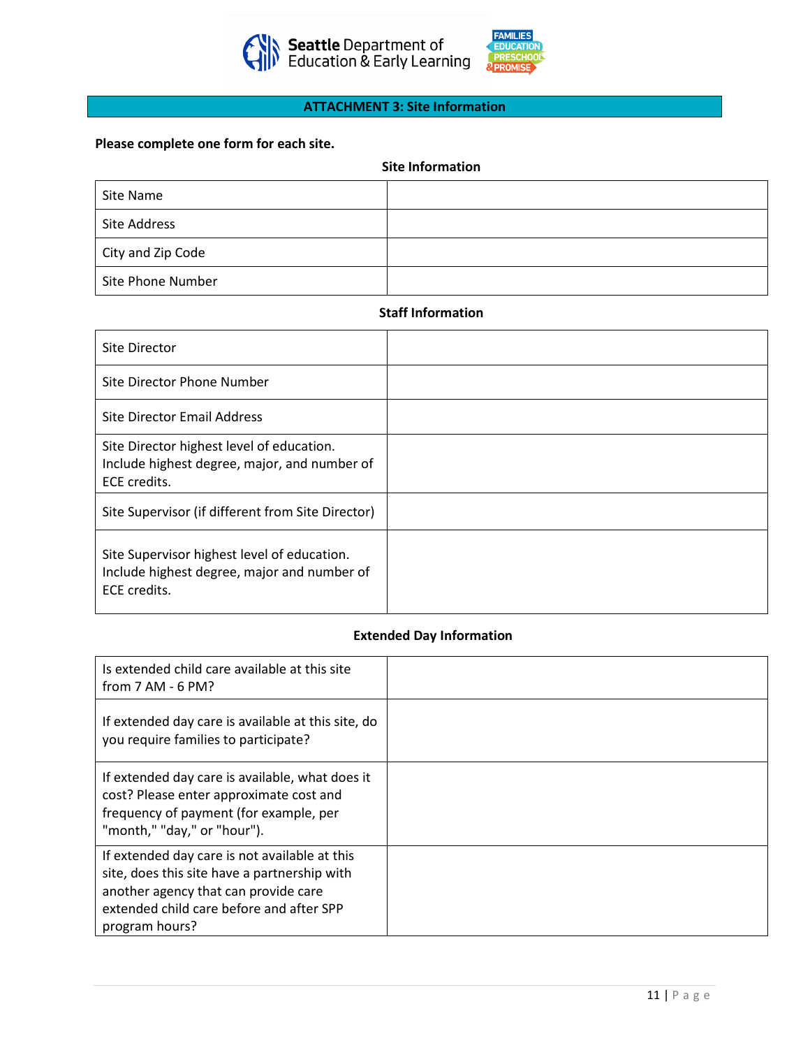## ATTACHMENT 3: Site Information

**Please complete one form for each site.**

### Site Information

| | |
|---|---|
| Site Name | |
| Site Address | |
| City and Zip Code | |
| Site Phone Number | |

### Staff Information

| | |
|---|---|
| Site Director | |
| Site Director Phone Number | |
| Site Director Email Address | |
| Site Director highest level of education. Include highest degree, major, and number of ECE credits. | |
| Site Supervisor (if different from Site Director) | |
| Site Supervisor highest level of education. Include highest degree, major and number of ECE credits. | |

### Extended Day Information

| | |
|---|---|
| Is extended child care available at this site from 7 AM - 6 PM? | |
| If extended day care is available at this site, do you require families to participate? | |
| If extended day care is available, what does it cost? Please enter approximate cost and frequency of payment (for example, per "month," "day," or "hour"). | |
| If extended day care is not available at this site, does this site have a partnership with another agency that can provide care extended child care before and after SPP program hours? | |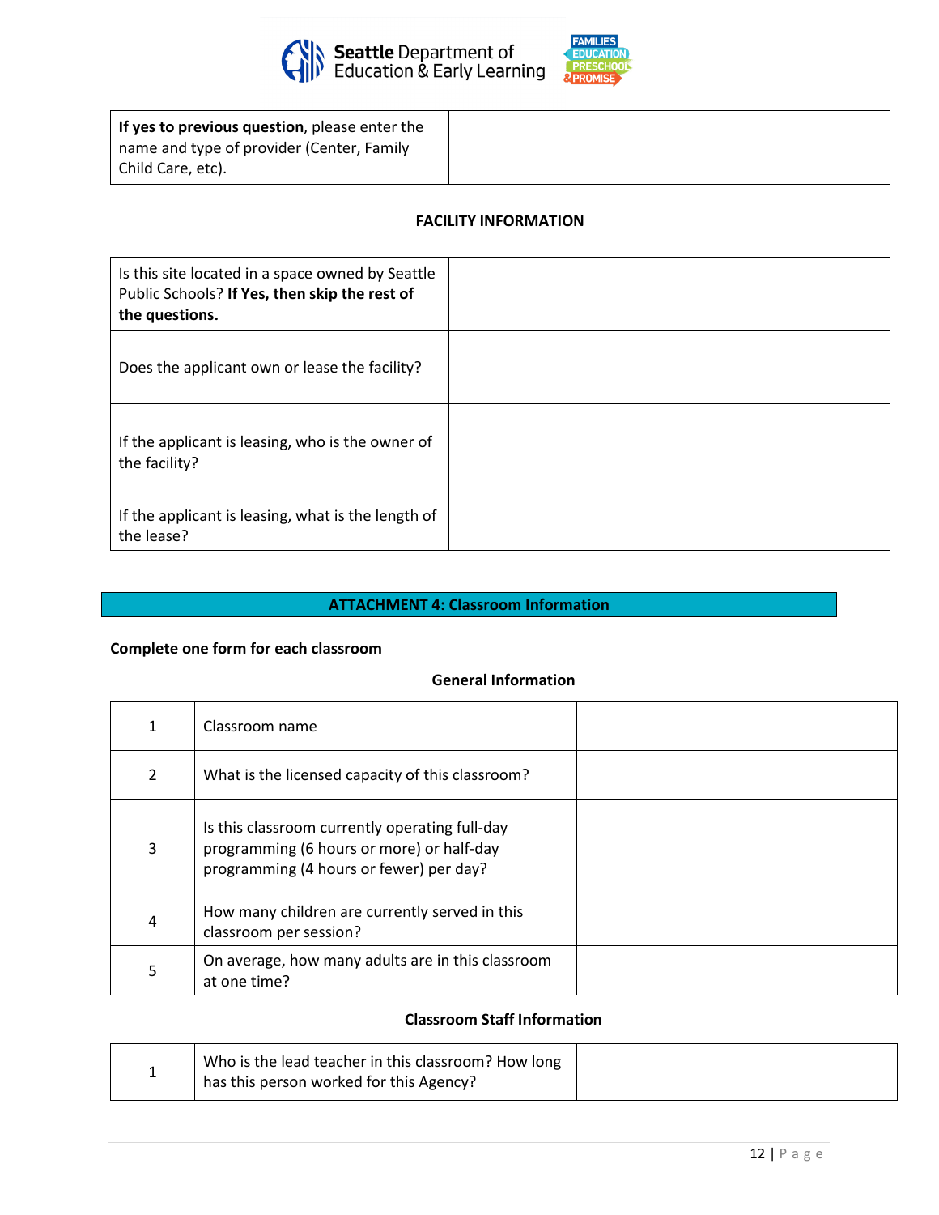| **If yes to previous question**, please enter the name and type of provider (Center, Family Child Care, etc). | |
|---|---|

**FACILITY INFORMATION**

| Is this site located in a space owned by Seattle Public Schools? **If Yes, then skip the rest of the questions.** | |
|---|---|
| Does the applicant own or lease the facility? | |
| If the applicant is leasing, who is the owner of the facility? | |
| If the applicant is leasing, what is the length of the lease? | |

## ATTACHMENT 4: Classroom Information

**Complete one form for each classroom**

**General Information**

| 1 | Classroom name | |
|---|---|---|
| 2 | What is the licensed capacity of this classroom? | |
| 3 | Is this classroom currently operating full-day programming (6 hours or more) or half-day programming (4 hours or fewer) per day? | |
| 4 | How many children are currently served in this classroom per session? | |
| 5 | On average, how many adults are in this classroom at one time? | |

**Classroom Staff Information**

| 1 | Who is the lead teacher in this classroom? How long has this person worked for this Agency? | |
|---|---|---|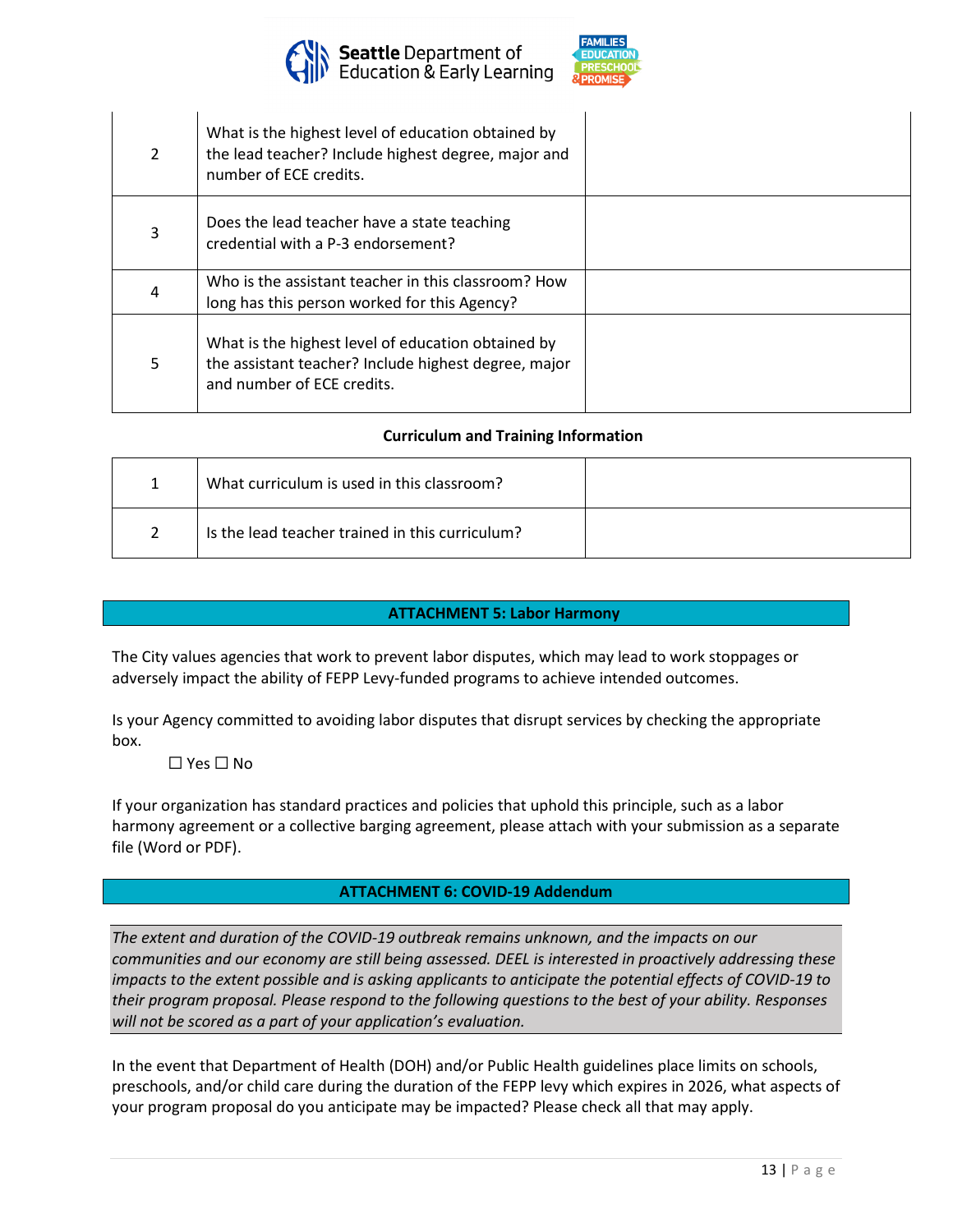| | | |
|---|---|---|
| 2 | What is the highest level of education obtained by the lead teacher? Include highest degree, major and number of ECE credits. | |
| 3 | Does the lead teacher have a state teaching credential with a P-3 endorsement? | |
| 4 | Who is the assistant teacher in this classroom? How long has this person worked for this Agency? | |
| 5 | What is the highest level of education obtained by the assistant teacher? Include highest degree, major and number of ECE credits. | |

**Curriculum and Training Information**

| | | |
|---|---|---|
| 1 | What curriculum is used in this classroom? | |
| 2 | Is the lead teacher trained in this curriculum? | |

## ATTACHMENT 5: Labor Harmony

The City values agencies that work to prevent labor disputes, which may lead to work stoppages or adversely impact the ability of FEPP Levy-funded programs to achieve intended outcomes.

Is your Agency committed to avoiding labor disputes that disrupt services by checking the appropriate box.

☐ Yes ☐ No

If your organization has standard practices and policies that uphold this principle, such as a labor harmony agreement or a collective barging agreement, please attach with your submission as a separate file (Word or PDF).

## ATTACHMENT 6: COVID-19 Addendum

*The extent and duration of the COVID-19 outbreak remains unknown, and the impacts on our communities and our economy are still being assessed. DEEL is interested in proactively addressing these impacts to the extent possible and is asking applicants to anticipate the potential effects of COVID-19 to their program proposal. Please respond to the following questions to the best of your ability. Responses will not be scored as a part of your application's evaluation.*

In the event that Department of Health (DOH) and/or Public Health guidelines place limits on schools, preschools, and/or child care during the duration of the FEPP levy which expires in 2026, what aspects of your program proposal do you anticipate may be impacted? Please check all that may apply.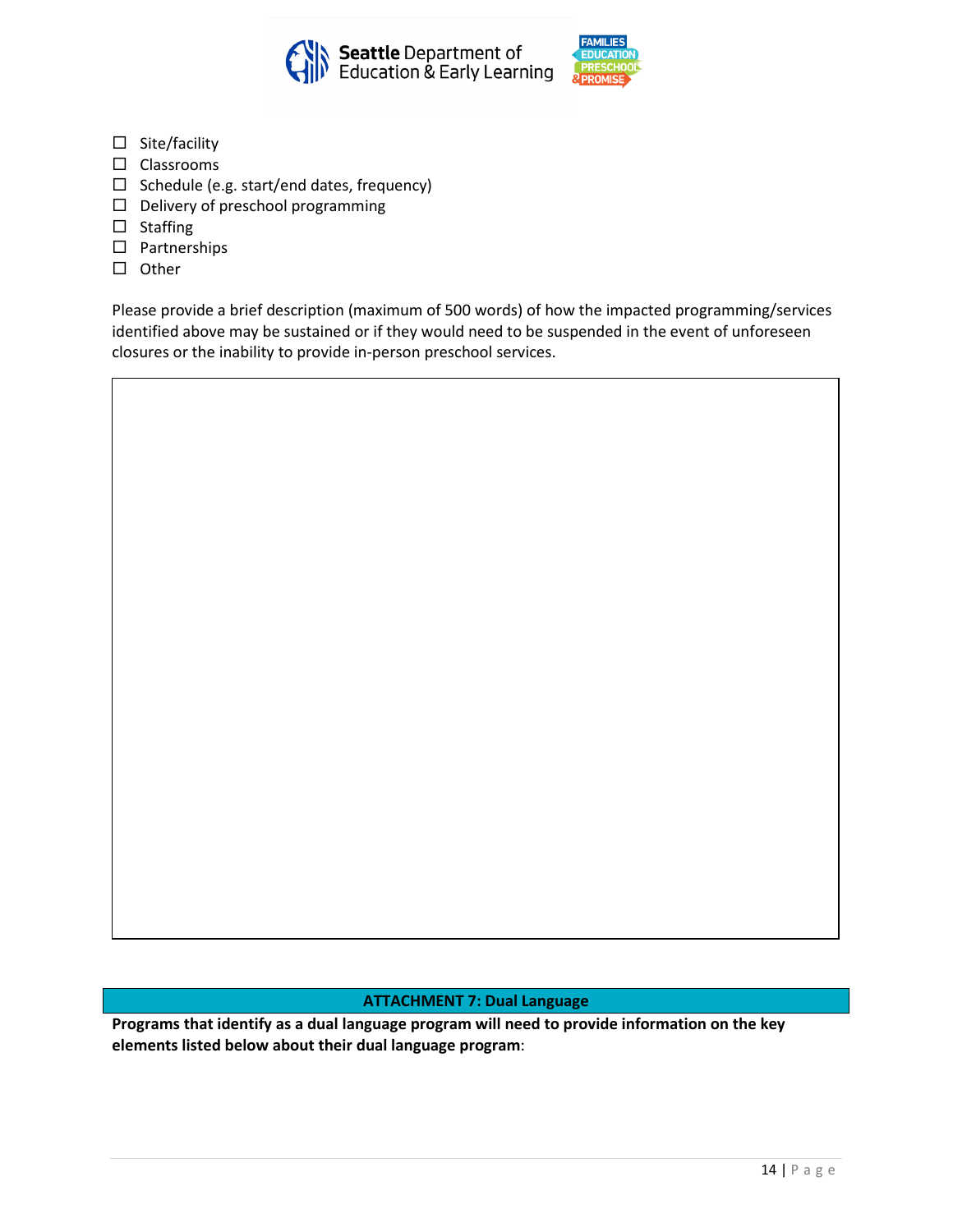- ☐ Site/facility
- ☐ Classrooms
- ☐ Schedule (e.g. start/end dates, frequency)
- ☐ Delivery of preschool programming
- ☐ Staffing
- ☐ Partnerships
- ☐ Other

Please provide a brief description (maximum of 500 words) of how the impacted programming/services identified above may be sustained or if they would need to be suspended in the event of unforeseen closures or the inability to provide in-person preschool services.

| |
|---|
| |

## ATTACHMENT 7: Dual Language

**Programs that identify as a dual language program will need to provide information on the key elements listed below about their dual language program**: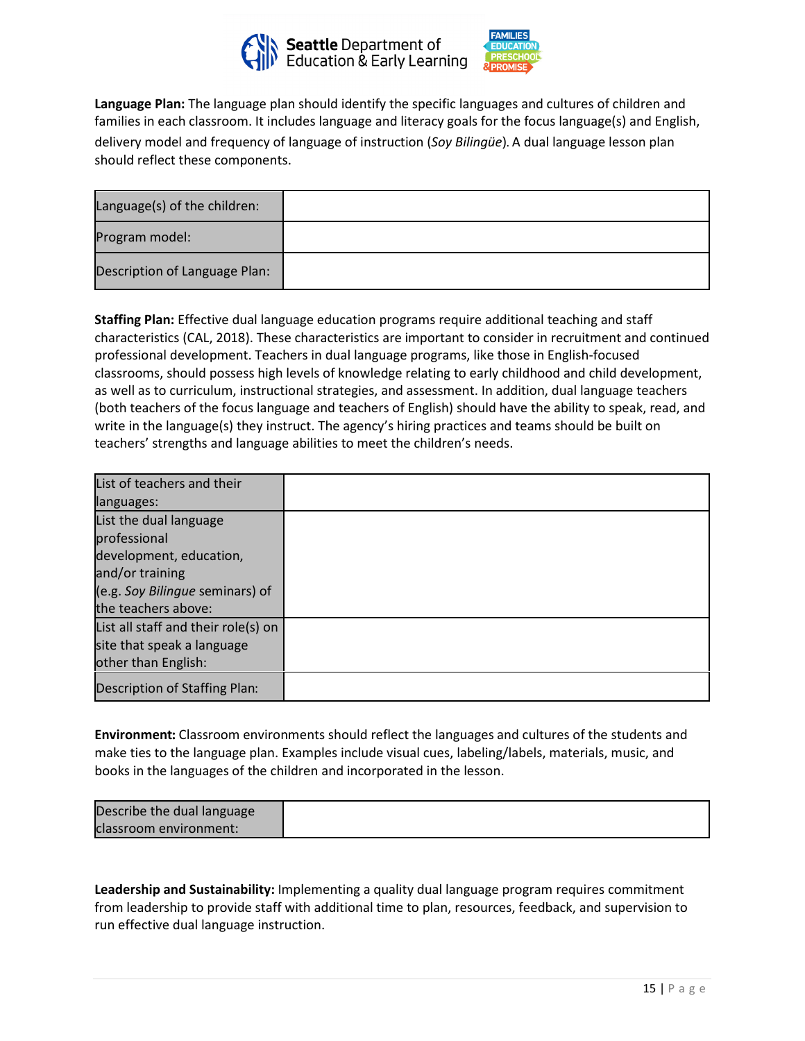**Language Plan:** The language plan should identify the specific languages and cultures of children and families in each classroom. It includes language and literacy goals for the focus language(s) and English, delivery model and frequency of language of instruction (*Soy Bilingüe*). A dual language lesson plan should reflect these components.

| | |
|---|---|
| Language(s) of the children: | |
| Program model: | |
| Description of Language Plan: | |

**Staffing Plan:** Effective dual language education programs require additional teaching and staff characteristics (CAL, 2018). These characteristics are important to consider in recruitment and continued professional development. Teachers in dual language programs, like those in English-focused classrooms, should possess high levels of knowledge relating to early childhood and child development, as well as to curriculum, instructional strategies, and assessment. In addition, dual language teachers (both teachers of the focus language and teachers of English) should have the ability to speak, read, and write in the language(s) they instruct. The agency's hiring practices and teams should be built on teachers' strengths and language abilities to meet the children's needs.

| | |
|---|---|
| List of teachers and their languages: | |
| List the dual language professional development, education, and/or training (e.g. *Soy Bilingue* seminars) of the teachers above: | |
| List all staff and their role(s) on site that speak a language other than English: | |
| Description of Staffing Plan: | |

**Environment:** Classroom environments should reflect the languages and cultures of the students and make ties to the language plan. Examples include visual cues, labeling/labels, materials, music, and books in the languages of the children and incorporated in the lesson.

| | |
|---|---|
| Describe the dual language classroom environment: | |

**Leadership and Sustainability:** Implementing a quality dual language program requires commitment from leadership to provide staff with additional time to plan, resources, feedback, and supervision to run effective dual language instruction.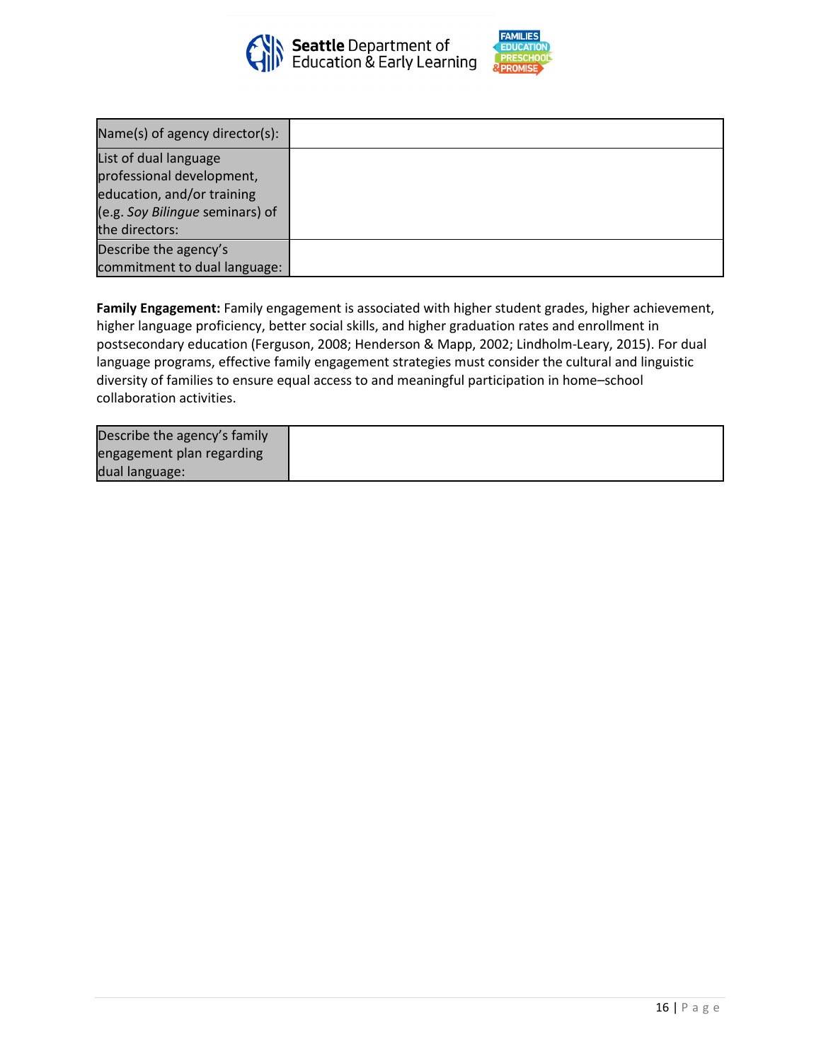| Name(s) of agency director(s): | |
|---|---|
| List of dual language professional development, education, and/or training (e.g. *Soy Bilingue* seminars) of the directors: | |
| Describe the agency's commitment to dual language: | |

**Family Engagement:** Family engagement is associated with higher student grades, higher achievement, higher language proficiency, better social skills, and higher graduation rates and enrollment in postsecondary education (Ferguson, 2008; Henderson & Mapp, 2002; Lindholm-Leary, 2015). For dual language programs, effective family engagement strategies must consider the cultural and linguistic diversity of families to ensure equal access to and meaningful participation in home–school collaboration activities.

| Describe the agency's family engagement plan regarding dual language: | |
|---|---|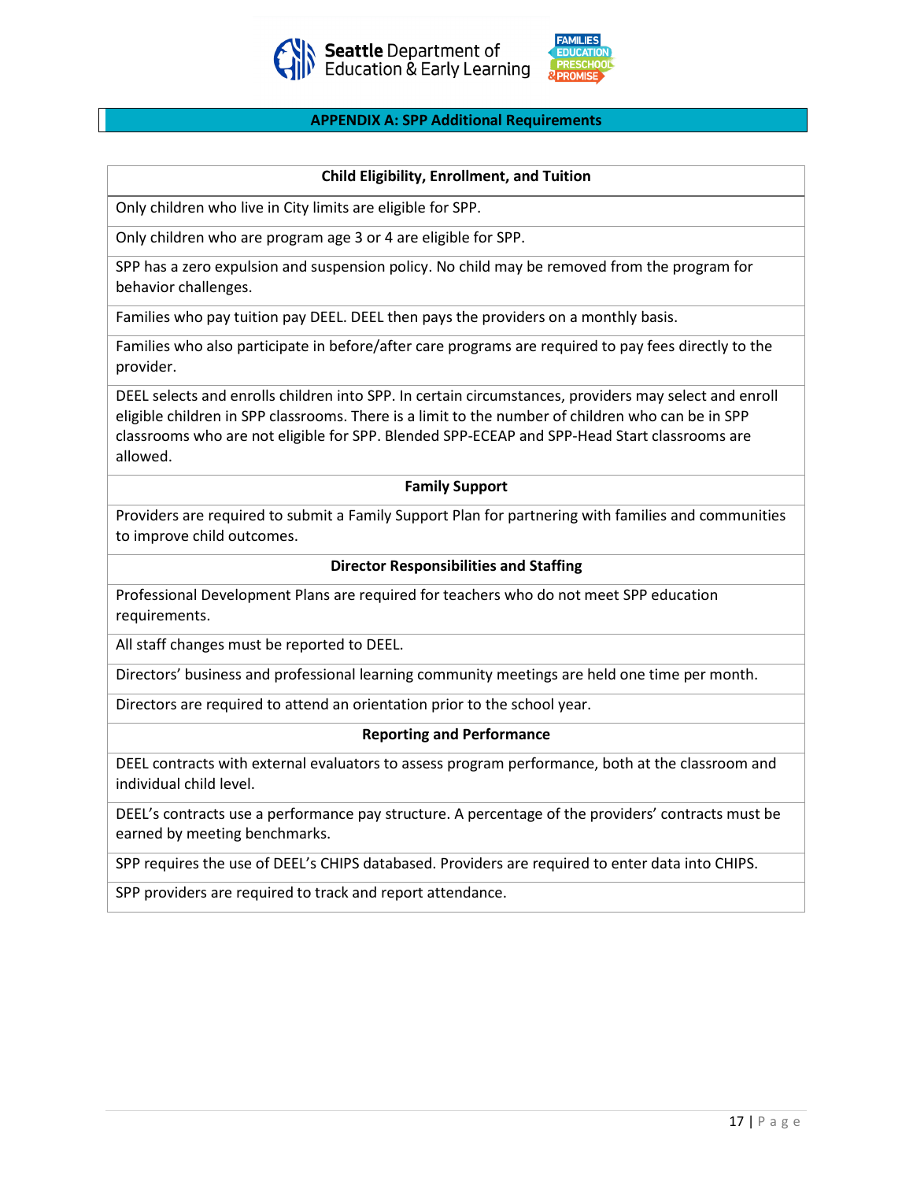## APPENDIX A: SPP Additional Requirements

| Child Eligibility, Enrollment, and Tuition |
|---|
| Only children who live in City limits are eligible for SPP. |
| Only children who are program age 3 or 4 are eligible for SPP. |
| SPP has a zero expulsion and suspension policy. No child may be removed from the program for behavior challenges. |
| Families who pay tuition pay DEEL. DEEL then pays the providers on a monthly basis. |
| Families who also participate in before/after care programs are required to pay fees directly to the provider. |
| DEEL selects and enrolls children into SPP. In certain circumstances, providers may select and enroll eligible children in SPP classrooms. There is a limit to the number of children who can be in SPP classrooms who are not eligible for SPP. Blended SPP-ECEAP and SPP-Head Start classrooms are allowed. |
| **Family Support** |
| Providers are required to submit a Family Support Plan for partnering with families and communities to improve child outcomes. |
| **Director Responsibilities and Staffing** |
| Professional Development Plans are required for teachers who do not meet SPP education requirements. |
| All staff changes must be reported to DEEL. |
| Directors' business and professional learning community meetings are held one time per month. |
| Directors are required to attend an orientation prior to the school year. |
| **Reporting and Performance** |
| DEEL contracts with external evaluators to assess program performance, both at the classroom and individual child level. |
| DEEL's contracts use a performance pay structure. A percentage of the providers' contracts must be earned by meeting benchmarks. |
| SPP requires the use of DEEL's CHIPS databased. Providers are required to enter data into CHIPS. |
| SPP providers are required to track and report attendance. |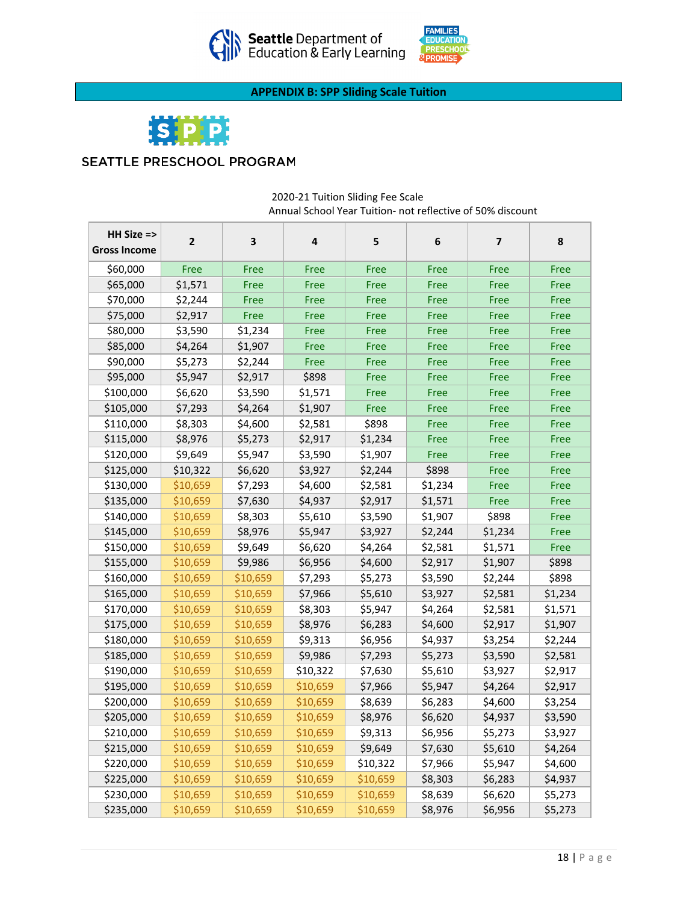Seattle Department of Education & Early Learning

FAMILIES EDUCATION PRESCHOOL & PROMISE

## APPENDIX B: SPP Sliding Scale Tuition

SPP

SEATTLE PRESCHOOL PROGRAM

2020-21 Tuition Sliding Fee Scale
Annual School Year Tuition- not reflective of 50% discount

| HH Size => Gross Income | 2 | 3 | 4 | 5 | 6 | 7 | 8 |
|---|---|---|---|---|---|---|---|
| $60,000 | Free | Free | Free | Free | Free | Free | Free |
| $65,000 | $1,571 | Free | Free | Free | Free | Free | Free |
| $70,000 | $2,244 | Free | Free | Free | Free | Free | Free |
| $75,000 | $2,917 | Free | Free | Free | Free | Free | Free |
| $80,000 | $3,590 | $1,234 | Free | Free | Free | Free | Free |
| $85,000 | $4,264 | $1,907 | Free | Free | Free | Free | Free |
| $90,000 | $5,273 | $2,244 | Free | Free | Free | Free | Free |
| $95,000 | $5,947 | $2,917 | $898 | Free | Free | Free | Free |
| $100,000 | $6,620 | $3,590 | $1,571 | Free | Free | Free | Free |
| $105,000 | $7,293 | $4,264 | $1,907 | Free | Free | Free | Free |
| $110,000 | $8,303 | $4,600 | $2,581 | $898 | Free | Free | Free |
| $115,000 | $8,976 | $5,273 | $2,917 | $1,234 | Free | Free | Free |
| $120,000 | $9,649 | $5,947 | $3,590 | $1,907 | Free | Free | Free |
| $125,000 | $10,322 | $6,620 | $3,927 | $2,244 | $898 | Free | Free |
| $130,000 | $10,659 | $7,293 | $4,600 | $2,581 | $1,234 | Free | Free |
| $135,000 | $10,659 | $7,630 | $4,937 | $2,917 | $1,571 | Free | Free |
| $140,000 | $10,659 | $8,303 | $5,610 | $3,590 | $1,907 | $898 | Free |
| $145,000 | $10,659 | $8,976 | $5,947 | $3,927 | $2,244 | $1,234 | Free |
| $150,000 | $10,659 | $9,649 | $6,620 | $4,264 | $2,581 | $1,571 | Free |
| $155,000 | $10,659 | $9,986 | $6,956 | $4,600 | $2,917 | $1,907 | $898 |
| $160,000 | $10,659 | $10,659 | $7,293 | $5,273 | $3,590 | $2,244 | $898 |
| $165,000 | $10,659 | $10,659 | $7,966 | $5,610 | $3,927 | $2,581 | $1,234 |
| $170,000 | $10,659 | $10,659 | $8,303 | $5,947 | $4,264 | $2,581 | $1,571 |
| $175,000 | $10,659 | $10,659 | $8,976 | $6,283 | $4,600 | $2,917 | $1,907 |
| $180,000 | $10,659 | $10,659 | $9,313 | $6,956 | $4,937 | $3,254 | $2,244 |
| $185,000 | $10,659 | $10,659 | $9,986 | $7,293 | $5,273 | $3,590 | $2,581 |
| $190,000 | $10,659 | $10,659 | $10,322 | $7,630 | $5,610 | $3,927 | $2,917 |
| $195,000 | $10,659 | $10,659 | $10,659 | $7,966 | $5,947 | $4,264 | $2,917 |
| $200,000 | $10,659 | $10,659 | $10,659 | $8,639 | $6,283 | $4,600 | $3,254 |
| $205,000 | $10,659 | $10,659 | $10,659 | $8,976 | $6,620 | $4,937 | $3,590 |
| $210,000 | $10,659 | $10,659 | $10,659 | $9,313 | $6,956 | $5,273 | $3,927 |
| $215,000 | $10,659 | $10,659 | $10,659 | $9,649 | $7,630 | $5,610 | $4,264 |
| $220,000 | $10,659 | $10,659 | $10,659 | $10,322 | $7,966 | $5,947 | $4,600 |
| $225,000 | $10,659 | $10,659 | $10,659 | $10,659 | $8,303 | $6,283 | $4,937 |
| $230,000 | $10,659 | $10,659 | $10,659 | $10,659 | $8,639 | $6,620 | $5,273 |
| $235,000 | $10,659 | $10,659 | $10,659 | $10,659 | $8,976 | $6,956 | $5,273 |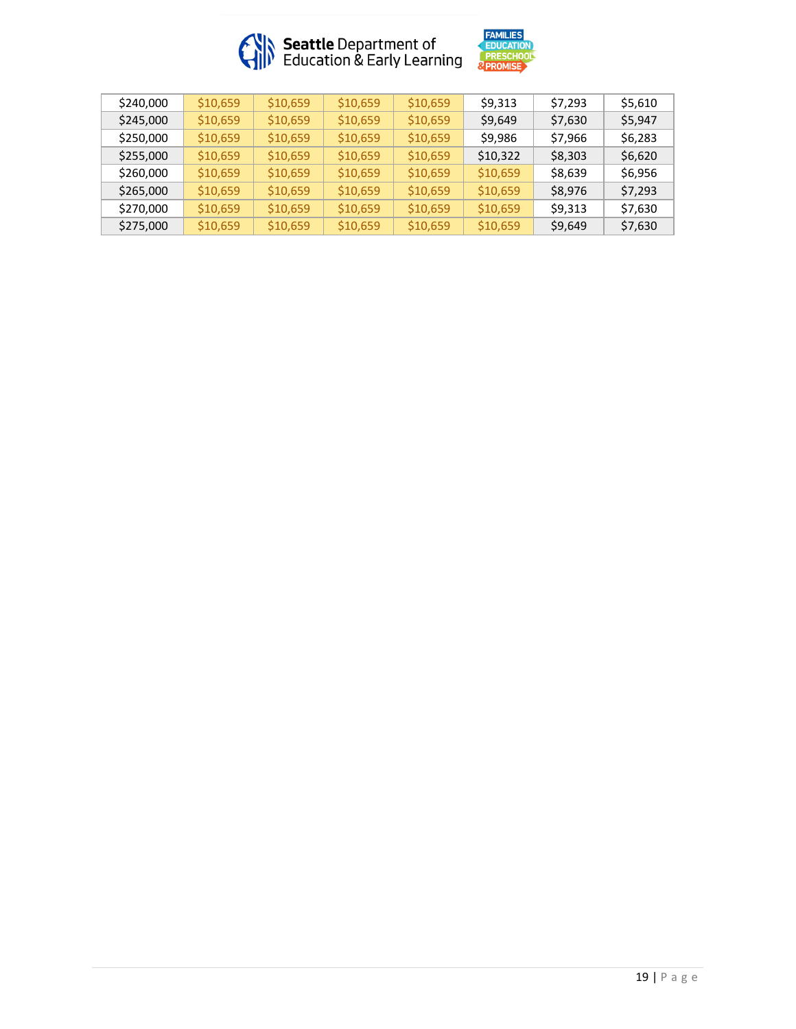| | | | | | | | |
|---|---|---|---|---|---|---|---|
| $240,000 | $10,659 | $10,659 | $10,659 | $10,659 | $9,313 | $7,293 | $5,610 |
| $245,000 | $10,659 | $10,659 | $10,659 | $10,659 | $9,649 | $7,630 | $5,947 |
| $250,000 | $10,659 | $10,659 | $10,659 | $10,659 | $9,986 | $7,966 | $6,283 |
| $255,000 | $10,659 | $10,659 | $10,659 | $10,659 | $10,322 | $8,303 | $6,620 |
| $260,000 | $10,659 | $10,659 | $10,659 | $10,659 | $10,659 | $8,639 | $6,956 |
| $265,000 | $10,659 | $10,659 | $10,659 | $10,659 | $10,659 | $8,976 | $7,293 |
| $270,000 | $10,659 | $10,659 | $10,659 | $10,659 | $10,659 | $9,313 | $7,630 |
| $275,000 | $10,659 | $10,659 | $10,659 | $10,659 | $10,659 | $9,649 | $7,630 |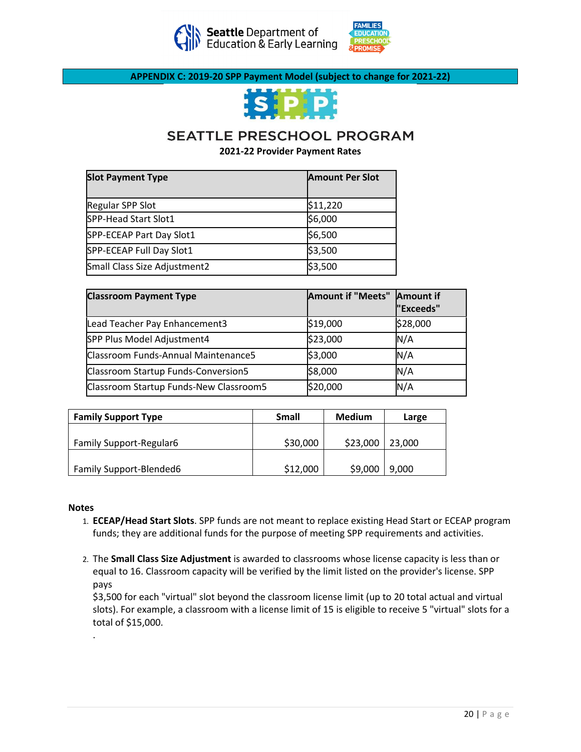## APPENDIX C: 2019-20 SPP Payment Model (subject to change for 2021-22)

# SEATTLE PRESCHOOL PROGRAM

**2021-22 Provider Payment Rates**

| Slot Payment Type | Amount Per Slot |
|---|---|
| Regular SPP Slot | $11,220 |
| SPP-Head Start Slot1 | $6,000 |
| SPP-ECEAP Part Day Slot1 | $6,500 |
| SPP-ECEAP Full Day Slot1 | $3,500 |
| Small Class Size Adjustment2 | $3,500 |

| Classroom Payment Type | Amount if "Meets" | Amount if "Exceeds" |
|---|---|---|
| Lead Teacher Pay Enhancement3 | $19,000 | $28,000 |
| SPP Plus Model Adjustment4 | $23,000 | N/A |
| Classroom Funds-Annual Maintenance5 | $3,000 | N/A |
| Classroom Startup Funds-Conversion5 | $8,000 | N/A |
| Classroom Startup Funds-New Classroom5 | $20,000 | N/A |

| Family Support Type | Small | Medium | Large |
|---|---|---|---|
| Family Support-Regular6 | $30,000 | $23,000 | 23,000 |
| Family Support-Blended6 | $12,000 | $9,000 | 9,000 |

**Notes**

1. **ECEAP/Head Start Slots**. SPP funds are not meant to replace existing Head Start or ECEAP program funds; they are additional funds for the purpose of meeting SPP requirements and activities.

2. The **Small Class Size Adjustment** is awarded to classrooms whose license capacity is less than or equal to 16. Classroom capacity will be verified by the limit listed on the provider's license. SPP pays
   $3,500 for each "virtual" slot beyond the classroom license limit (up to 20 total actual and virtual slots). For example, a classroom with a license limit of 15 is eligible to receive 5 "virtual" slots for a total of $15,000.

   .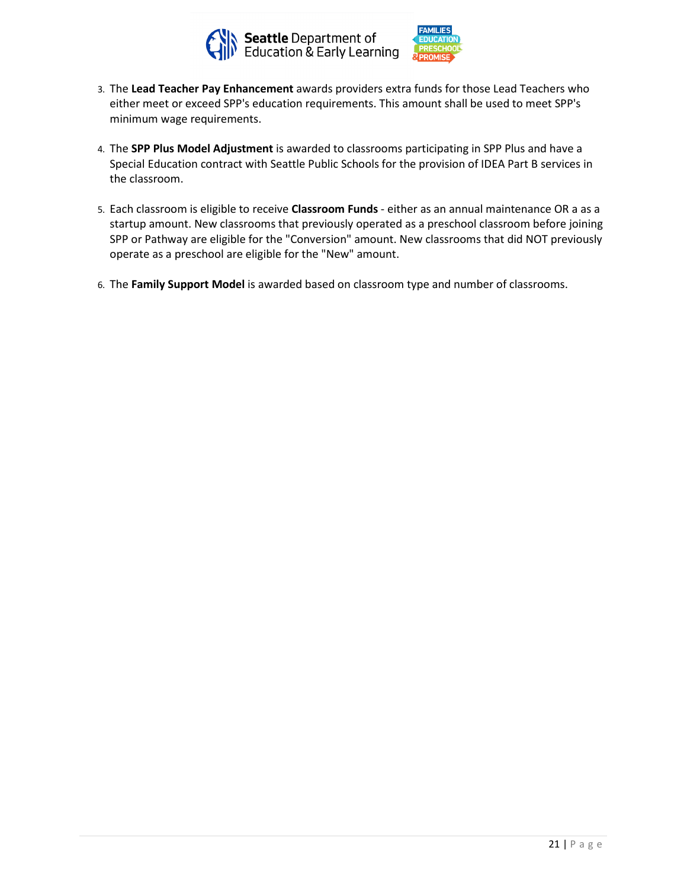3. The **Lead Teacher Pay Enhancement** awards providers extra funds for those Lead Teachers who either meet or exceed SPP's education requirements. This amount shall be used to meet SPP's minimum wage requirements.

4. The **SPP Plus Model Adjustment** is awarded to classrooms participating in SPP Plus and have a Special Education contract with Seattle Public Schools for the provision of IDEA Part B services in the classroom.

5. Each classroom is eligible to receive **Classroom Funds** - either as an annual maintenance OR a as a startup amount. New classrooms that previously operated as a preschool classroom before joining SPP or Pathway are eligible for the "Conversion" amount. New classrooms that did NOT previously operate as a preschool are eligible for the "New" amount.

6. The **Family Support Model** is awarded based on classroom type and number of classrooms.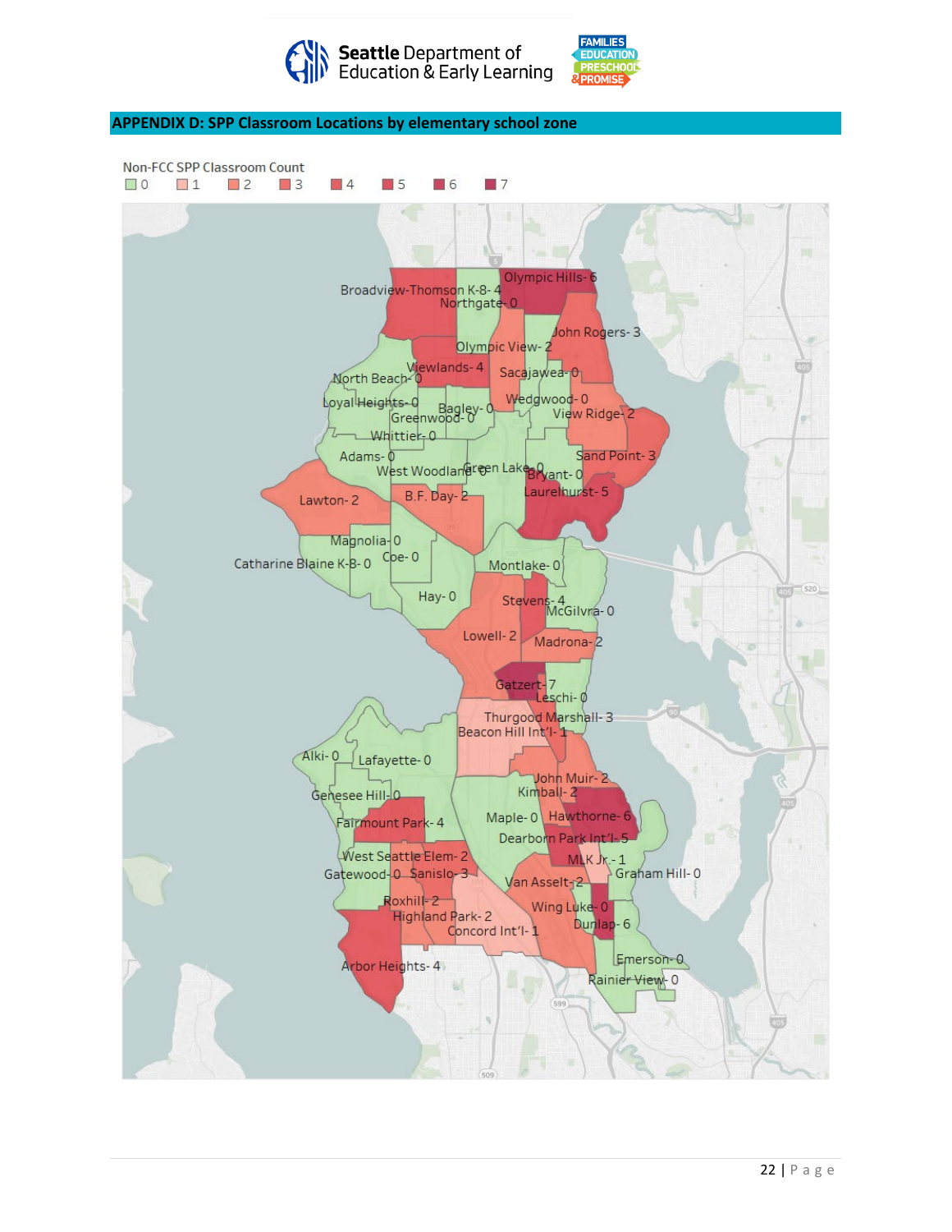## APPENDIX D: SPP Classroom Locations by elementary school zone

Non-FCC SPP Classroom Count

0 | 1 | 2 | 3 | 4 | 5 | 6 | 7

Broadview-Thomson K-8- 4
Northgate- 0
Olympic Hills- 6
John Rogers- 3
Olympic View- 2
Viewlands- 4
Sacajawea- 0
North Beach- 0
Loyal Heights- 0
Bagley- 0
Wedgwood- 0
Greenwood- 0
View Ridge- 2
Whittier- 0
Adams- 0
Sand Point- 3
West Woodland- 0
Green Lake- 0
Bryant- 0
Lawton- 2
B.F. Day- 2
Laurelhurst- 5
Magnolia- 0
Coe- 0
Catharine Blaine K-8- 0
Montlake- 0
Hay- 0
Stevens- 4
McGilvra- 0
Lowell- 2
Madrona- 2
Gatzert- 7
Leschi- 0
Thurgood Marshall- 3
Beacon Hill Int'l- 1
Alki- 0
Lafayette- 0
John Muir- 2
Kimball- 2
Genesee Hill- 0
Maple- 0
Hawthorne- 6
Fairmount Park- 4
Dearborn Park Int'l- 5
West Seattle Elem- 2
MLK Jr.- 1
Gatewood- 0
Sanislo- 3
Graham Hill- 0
Van Asselt- 2
Roxhill- 2
Wing Luke- 0
Highland Park- 2
Dunlap- 6
Concord Int'l- 1
Emerson- 0
Arbor Heights- 4
Rainier View- 0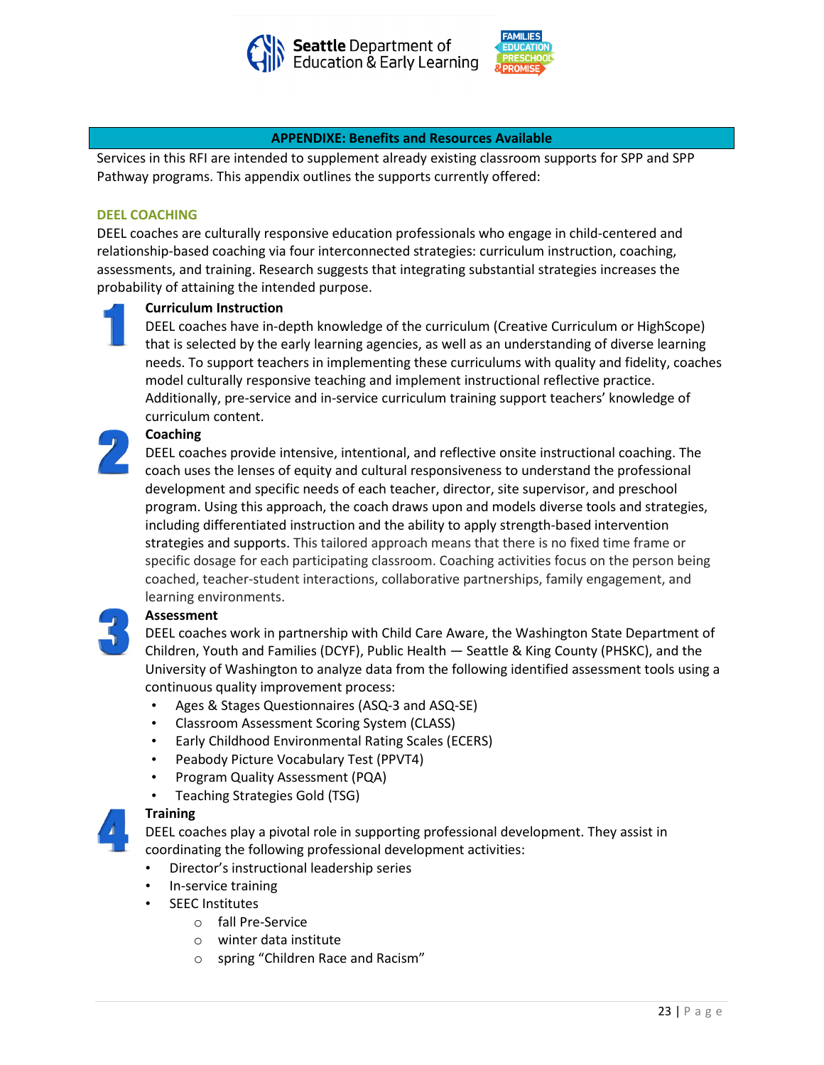## APPENDIXE: Benefits and Resources Available

Services in this RFI are intended to supplement already existing classroom supports for SPP and SPP Pathway programs. This appendix outlines the supports currently offered:

### DEEL COACHING

DEEL coaches are culturally responsive education professionals who engage in child-centered and relationship-based coaching via four interconnected strategies: curriculum instruction, coaching, assessments, and training. Research suggests that integrating substantial strategies increases the probability of attaining the intended purpose.

**1. Curriculum Instruction**

DEEL coaches have in-depth knowledge of the curriculum (Creative Curriculum or HighScope) that is selected by the early learning agencies, as well as an understanding of diverse learning needs. To support teachers in implementing these curriculums with quality and fidelity, coaches model culturally responsive teaching and implement instructional reflective practice. Additionally, pre-service and in-service curriculum training support teachers' knowledge of curriculum content.

**2. Coaching**

DEEL coaches provide intensive, intentional, and reflective onsite instructional coaching. The coach uses the lenses of equity and cultural responsiveness to understand the professional development and specific needs of each teacher, director, site supervisor, and preschool program. Using this approach, the coach draws upon and models diverse tools and strategies, including differentiated instruction and the ability to apply strength-based intervention strategies and supports. This tailored approach means that there is no fixed time frame or specific dosage for each participating classroom. Coaching activities focus on the person being coached, teacher-student interactions, collaborative partnerships, family engagement, and learning environments.

**3. Assessment**

DEEL coaches work in partnership with Child Care Aware, the Washington State Department of Children, Youth and Families (DCYF), Public Health — Seattle & King County (PHSKC), and the University of Washington to analyze data from the following identified assessment tools using a continuous quality improvement process:

- Ages & Stages Questionnaires (ASQ-3 and ASQ-SE)
- Classroom Assessment Scoring System (CLASS)
- Early Childhood Environmental Rating Scales (ECERS)
- Peabody Picture Vocabulary Test (PPVT4)
- Program Quality Assessment (PQA)
- Teaching Strategies Gold (TSG)

**4. Training**

DEEL coaches play a pivotal role in supporting professional development. They assist in coordinating the following professional development activities:

- Director's instructional leadership series
- In-service training
- SEEC Institutes
  - fall Pre-Service
  - winter data institute
  - spring "Children Race and Racism"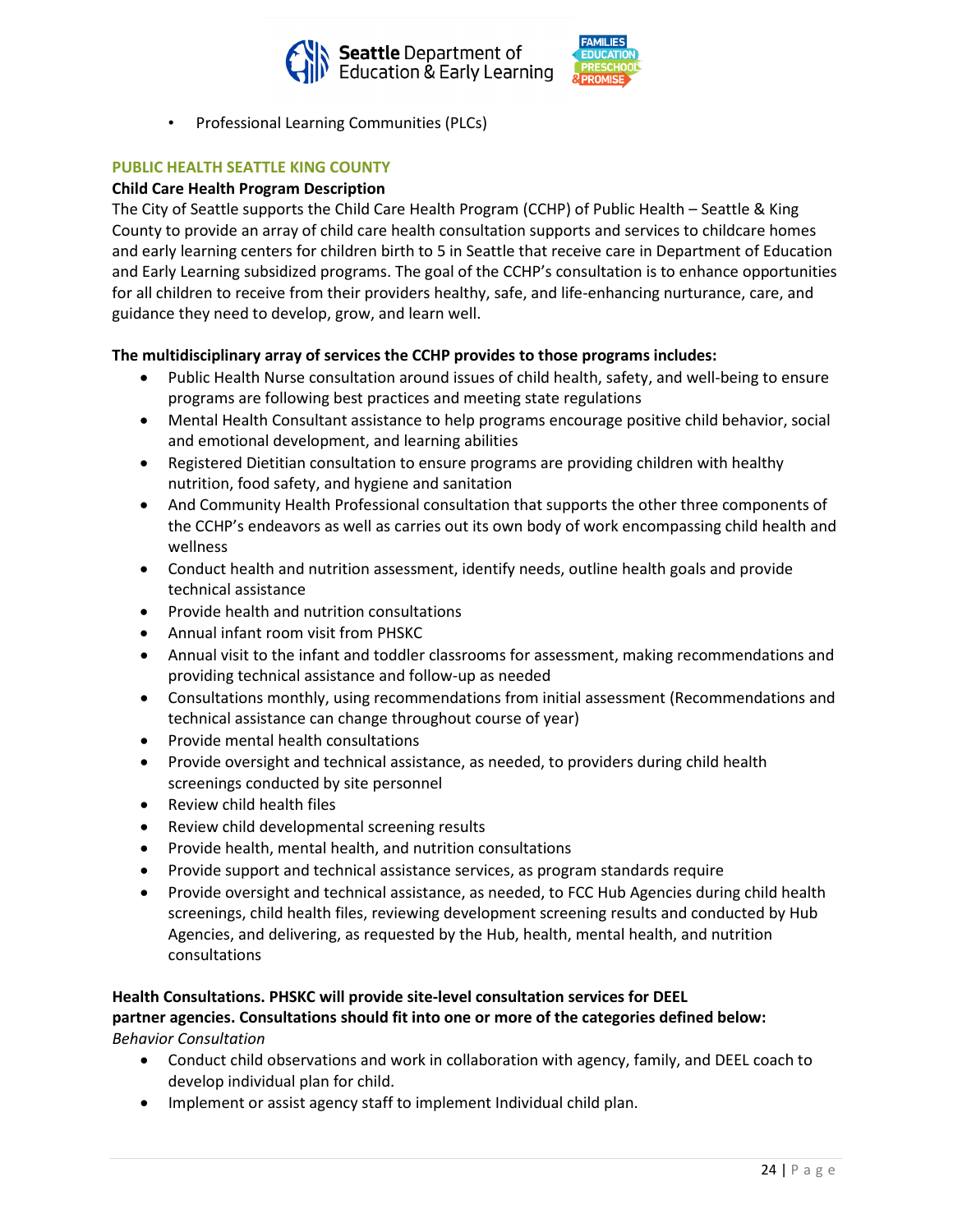- Professional Learning Communities (PLCs)

## PUBLIC HEALTH SEATTLE KING COUNTY

### Child Care Health Program Description

The City of Seattle supports the Child Care Health Program (CCHP) of Public Health – Seattle & King County to provide an array of child care health consultation supports and services to childcare homes and early learning centers for children birth to 5 in Seattle that receive care in Department of Education and Early Learning subsidized programs. The goal of the CCHP's consultation is to enhance opportunities for all children to receive from their providers healthy, safe, and life-enhancing nurturance, care, and guidance they need to develop, grow, and learn well.

**The multidisciplinary array of services the CCHP provides to those programs includes:**

- Public Health Nurse consultation around issues of child health, safety, and well-being to ensure programs are following best practices and meeting state regulations
- Mental Health Consultant assistance to help programs encourage positive child behavior, social and emotional development, and learning abilities
- Registered Dietitian consultation to ensure programs are providing children with healthy nutrition, food safety, and hygiene and sanitation
- And Community Health Professional consultation that supports the other three components of the CCHP's endeavors as well as carries out its own body of work encompassing child health and wellness
- Conduct health and nutrition assessment, identify needs, outline health goals and provide technical assistance
- Provide health and nutrition consultations
- Annual infant room visit from PHSKC
- Annual visit to the infant and toddler classrooms for assessment, making recommendations and providing technical assistance and follow-up as needed
- Consultations monthly, using recommendations from initial assessment (Recommendations and technical assistance can change throughout course of year)
- Provide mental health consultations
- Provide oversight and technical assistance, as needed, to providers during child health screenings conducted by site personnel
- Review child health files
- Review child developmental screening results
- Provide health, mental health, and nutrition consultations
- Provide support and technical assistance services, as program standards require
- Provide oversight and technical assistance, as needed, to FCC Hub Agencies during child health screenings, child health files, reviewing development screening results and conducted by Hub Agencies, and delivering, as requested by the Hub, health, mental health, and nutrition consultations

**Health Consultations. PHSKC will provide site-level consultation services for DEEL partner agencies. Consultations should fit into one or more of the categories defined below:**

*Behavior Consultation*

- Conduct child observations and work in collaboration with agency, family, and DEEL coach to develop individual plan for child.
- Implement or assist agency staff to implement Individual child plan.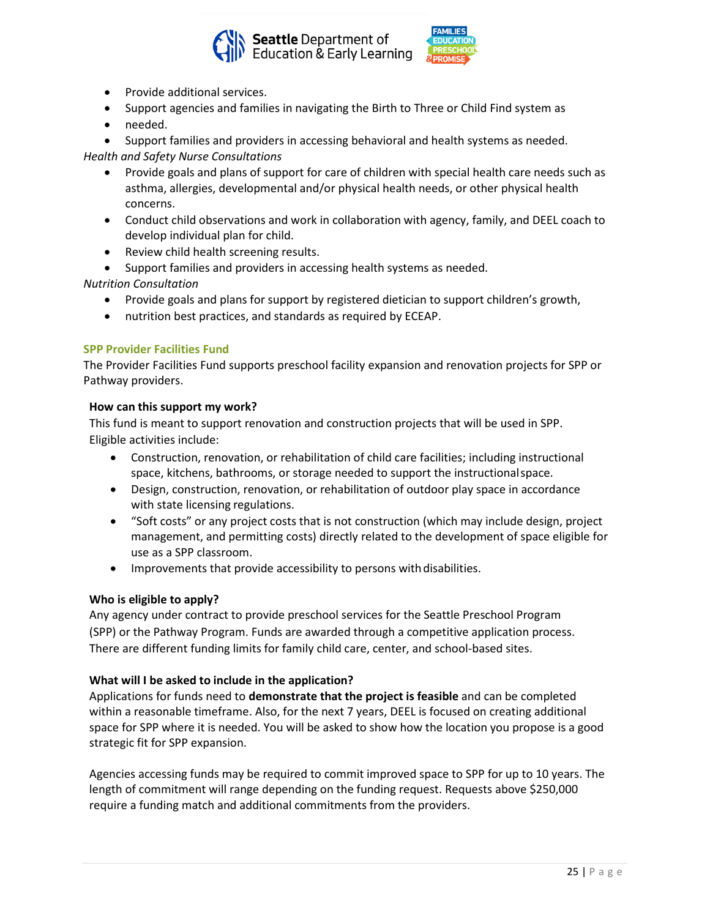- Provide additional services.
- Support agencies and families in navigating the Birth to Three or Child Find system as
- needed.
- Support families and providers in accessing behavioral and health systems as needed.

*Health and Safety Nurse Consultations*

- Provide goals and plans of support for care of children with special health care needs such as asthma, allergies, developmental and/or physical health needs, or other physical health concerns.
- Conduct child observations and work in collaboration with agency, family, and DEEL coach to develop individual plan for child.
- Review child health screening results.
- Support families and providers in accessing health systems as needed.

*Nutrition Consultation*

- Provide goals and plans for support by registered dietician to support children's growth,
- nutrition best practices, and standards as required by ECEAP.

### SPP Provider Facilities Fund

The Provider Facilities Fund supports preschool facility expansion and renovation projects for SPP or Pathway providers.

**How can this support my work?**

This fund is meant to support renovation and construction projects that will be used in SPP. Eligible activities include:

- Construction, renovation, or rehabilitation of child care facilities; including instructional space, kitchens, bathrooms, or storage needed to support the instructional space.
- Design, construction, renovation, or rehabilitation of outdoor play space in accordance with state licensing regulations.
- "Soft costs" or any project costs that is not construction (which may include design, project management, and permitting costs) directly related to the development of space eligible for use as a SPP classroom.
- Improvements that provide accessibility to persons with disabilities.

**Who is eligible to apply?**

Any agency under contract to provide preschool services for the Seattle Preschool Program (SPP) or the Pathway Program. Funds are awarded through a competitive application process. There are different funding limits for family child care, center, and school-based sites.

**What will I be asked to include in the application?**

Applications for funds need to **demonstrate that the project is feasible** and can be completed within a reasonable timeframe. Also, for the next 7 years, DEEL is focused on creating additional space for SPP where it is needed. You will be asked to show how the location you propose is a good strategic fit for SPP expansion.

Agencies accessing funds may be required to commit improved space to SPP for up to 10 years. The length of commitment will range depending on the funding request. Requests above $250,000 require a funding match and additional commitments from the providers.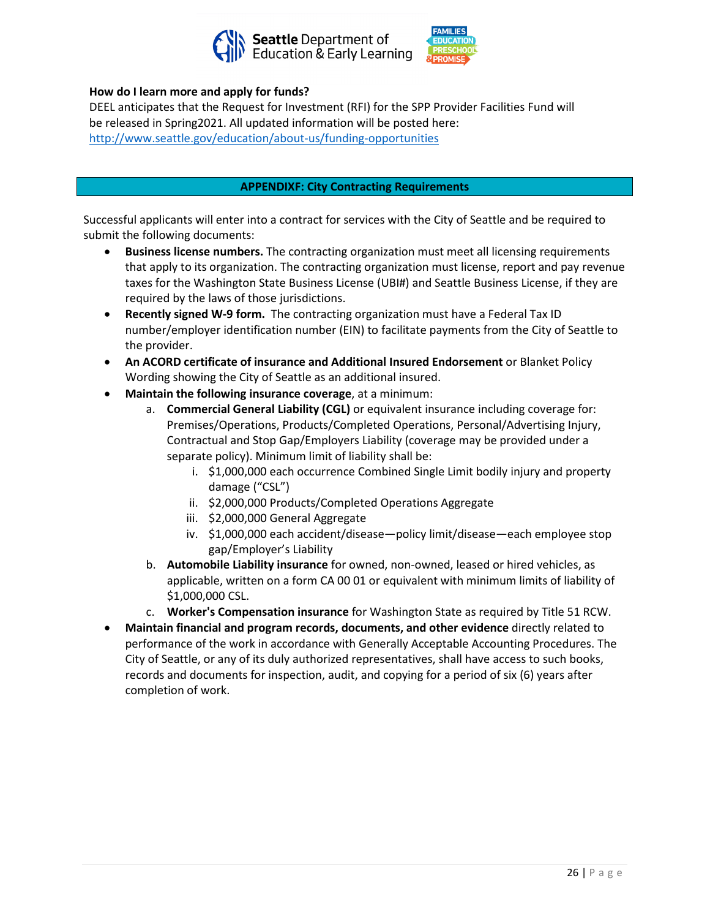**How do I learn more and apply for funds?**

DEEL anticipates that the Request for Investment (RFI) for the SPP Provider Facilities Fund will be released in Spring2021. All updated information will be posted here: http://www.seattle.gov/education/about-us/funding-opportunities

## APPENDIXF: City Contracting Requirements

Successful applicants will enter into a contract for services with the City of Seattle and be required to submit the following documents:

- **Business license numbers.** The contracting organization must meet all licensing requirements that apply to its organization. The contracting organization must license, report and pay revenue taxes for the Washington State Business License (UBI#) and Seattle Business License, if they are required by the laws of those jurisdictions.
- **Recently signed W-9 form.** The contracting organization must have a Federal Tax ID number/employer identification number (EIN) to facilitate payments from the City of Seattle to the provider.
- **An ACORD certificate of insurance and Additional Insured Endorsement** or Blanket Policy Wording showing the City of Seattle as an additional insured.
- **Maintain the following insurance coverage**, at a minimum:
    a. **Commercial General Liability (CGL)** or equivalent insurance including coverage for: Premises/Operations, Products/Completed Operations, Personal/Advertising Injury, Contractual and Stop Gap/Employers Liability (coverage may be provided under a separate policy). Minimum limit of liability shall be:
        i. $1,000,000 each occurrence Combined Single Limit bodily injury and property damage ("CSL")
        ii. $2,000,000 Products/Completed Operations Aggregate
        iii. $2,000,000 General Aggregate
        iv. $1,000,000 each accident/disease—policy limit/disease—each employee stop gap/Employer's Liability
    b. **Automobile Liability insurance** for owned, non-owned, leased or hired vehicles, as applicable, written on a form CA 00 01 or equivalent with minimum limits of liability of $1,000,000 CSL.
    c. **Worker's Compensation insurance** for Washington State as required by Title 51 RCW.
- **Maintain financial and program records, documents, and other evidence** directly related to performance of the work in accordance with Generally Acceptable Accounting Procedures. The City of Seattle, or any of its duly authorized representatives, shall have access to such books, records and documents for inspection, audit, and copying for a period of six (6) years after completion of work.